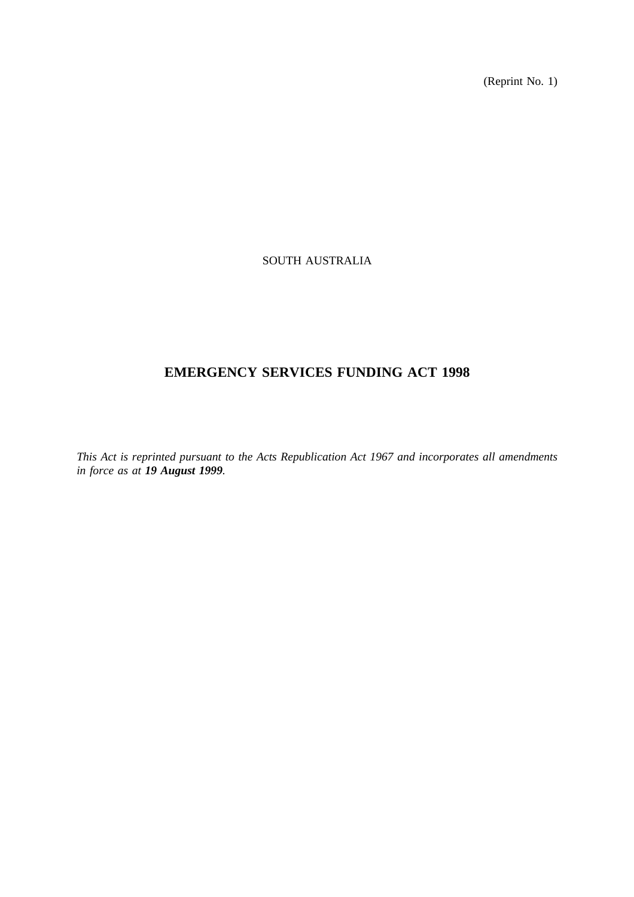(Reprint No. 1)

SOUTH AUSTRALIA

# EMERGENCY SERVICES FUNDING ACT 1998

*This Act is reprinted pursuant to the Acts Republication Act 1967 and incorporates all amendments in force as at **19 August 1999**.*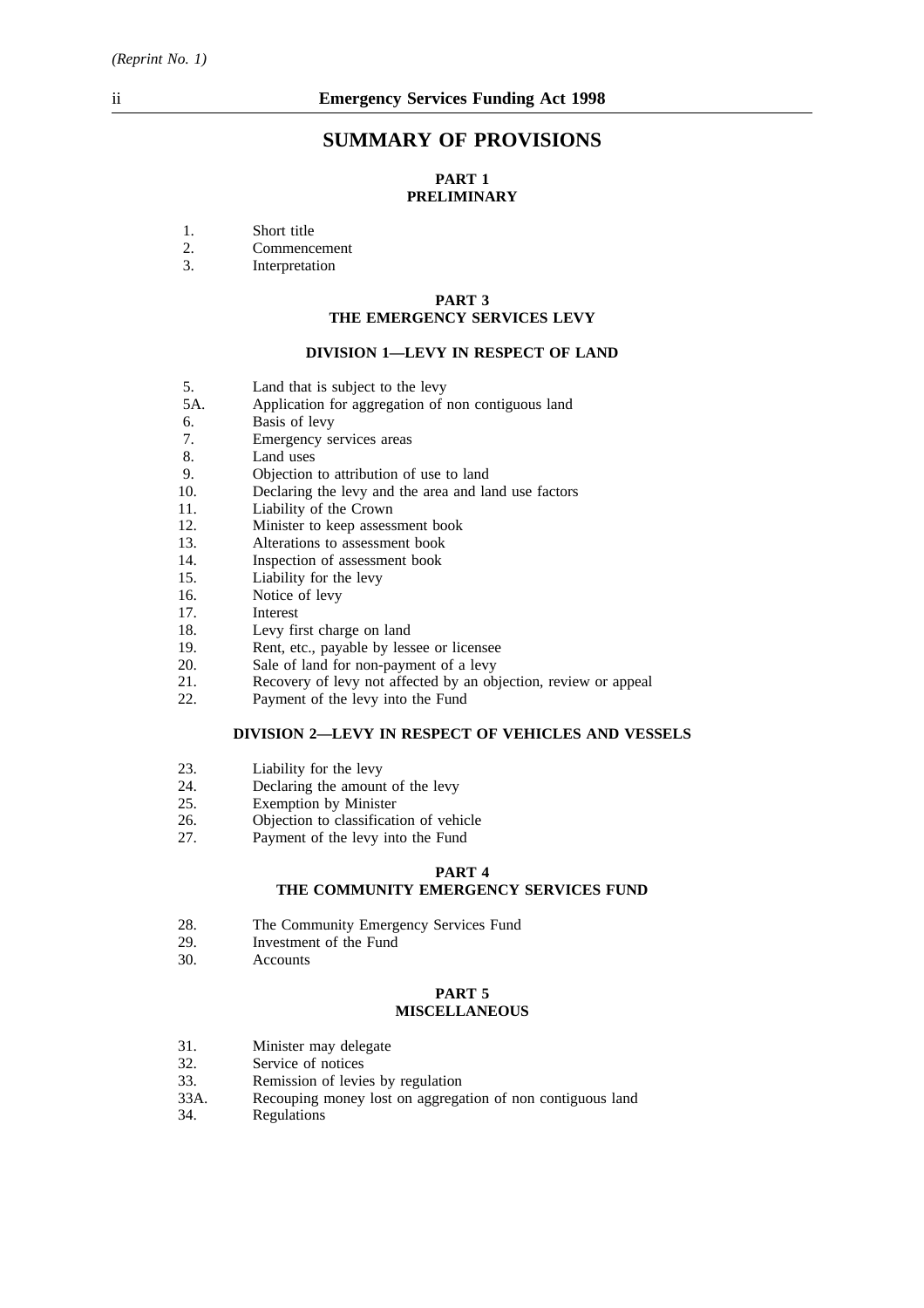*(Reprint No. 1)*

# SUMMARY OF PROVISIONS

## PART 1
## PRELIMINARY

1. Short title
2. Commencement
3. Interpretation

## PART 3
## THE EMERGENCY SERVICES LEVY

### DIVISION 1—LEVY IN RESPECT OF LAND

5. Land that is subject to the levy
5A. Application for aggregation of non contiguous land
6. Basis of levy
7. Emergency services areas
8. Land uses
9. Objection to attribution of use to land
10. Declaring the levy and the area and land use factors
11. Liability of the Crown
12. Minister to keep assessment book
13. Alterations to assessment book
14. Inspection of assessment book
15. Liability for the levy
16. Notice of levy
17. Interest
18. Levy first charge on land
19. Rent, etc., payable by lessee or licensee
20. Sale of land for non-payment of a levy
21. Recovery of levy not affected by an objection, review or appeal
22. Payment of the levy into the Fund

### DIVISION 2—LEVY IN RESPECT OF VEHICLES AND VESSELS

23. Liability for the levy
24. Declaring the amount of the levy
25. Exemption by Minister
26. Objection to classification of vehicle
27. Payment of the levy into the Fund

## PART 4
## THE COMMUNITY EMERGENCY SERVICES FUND

28. The Community Emergency Services Fund
29. Investment of the Fund
30. Accounts

## PART 5
## MISCELLANEOUS

31. Minister may delegate
32. Service of notices
33. Remission of levies by regulation
33A. Recouping money lost on aggregation of non contiguous land
34. Regulations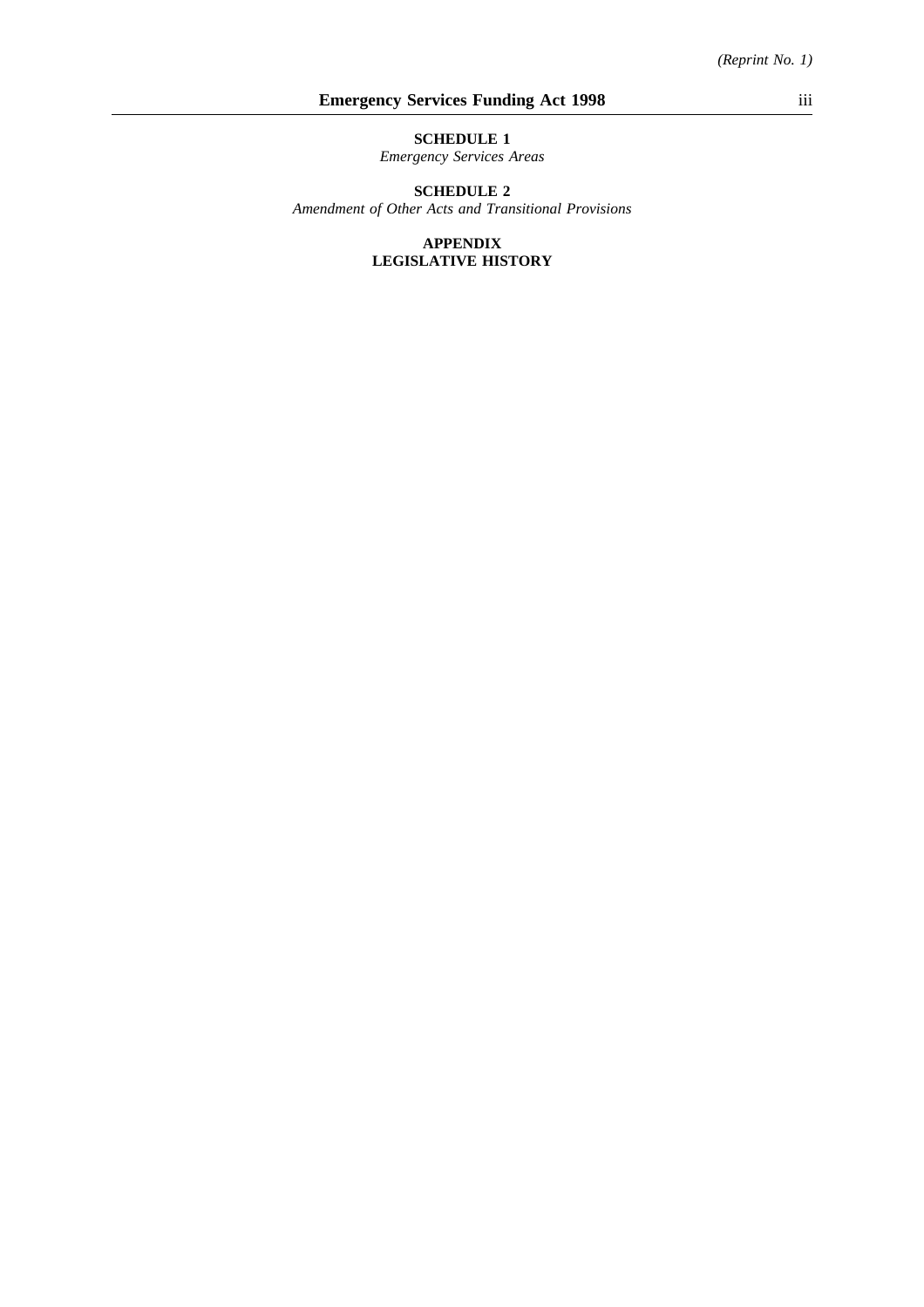**SCHEDULE 1**

*Emergency Services Areas*

**SCHEDULE 2**

*Amendment of Other Acts and Transitional Provisions*

**APPENDIX**

**LEGISLATIVE HISTORY**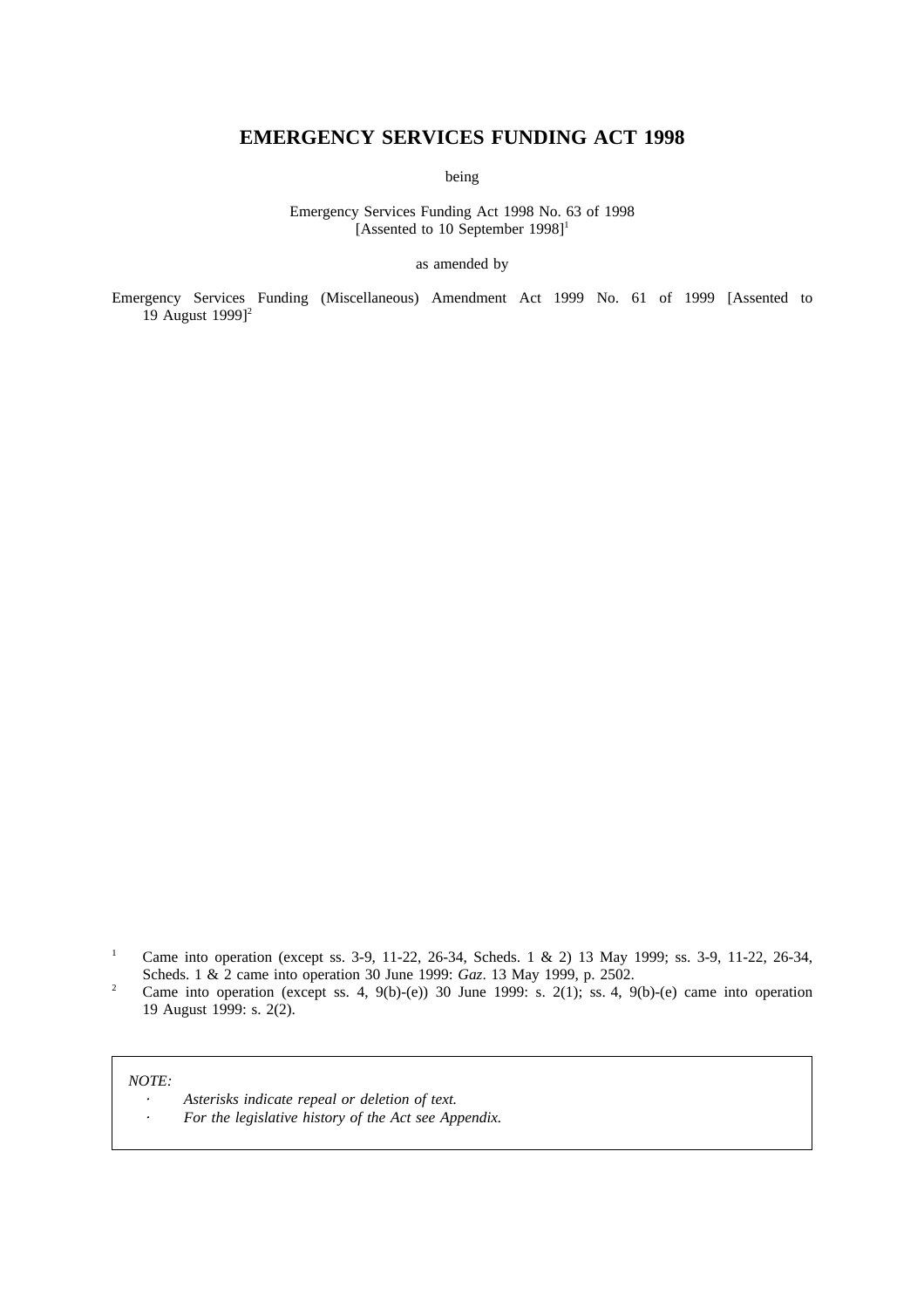# EMERGENCY SERVICES FUNDING ACT 1998

being

Emergency Services Funding Act 1998 No. 63 of 1998
[Assented to 10 September 1998][1]

as amended by

Emergency Services Funding (Miscellaneous) Amendment Act 1999 No. 61 of 1999 [Assented to 19 August 1999][2]

[1] Came into operation (except ss. 3-9, 11-22, 26-34, Scheds. 1 & 2) 13 May 1999; ss. 3-9, 11-22, 26-34, Scheds. 1 & 2 came into operation 30 June 1999: *Gaz*. 13 May 1999, p. 2502.

[2] Came into operation (except ss. 4, 9(b)-(e)) 30 June 1999: s. 2(1); ss. 4, 9(b)-(e) came into operation 19 August 1999: s. 2(2).

*NOTE:*
- *Asterisks indicate repeal or deletion of text.*
- *For the legislative history of the Act see Appendix.*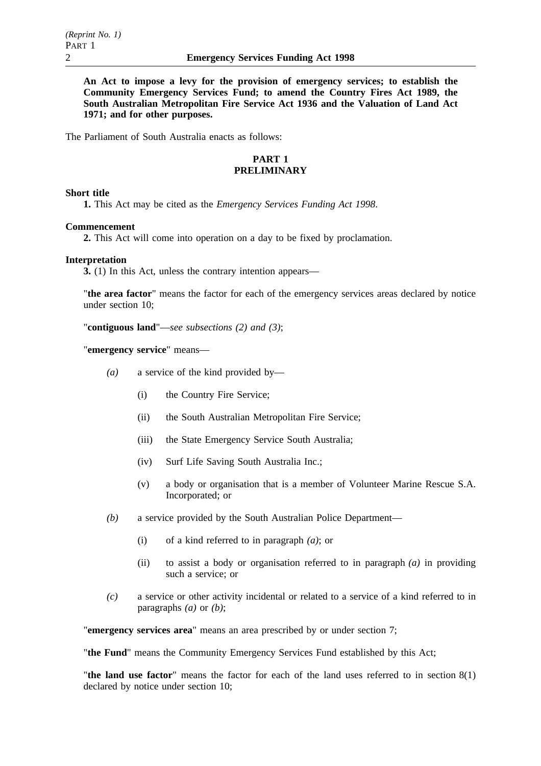**An Act to impose a levy for the provision of emergency services; to establish the Community Emergency Services Fund; to amend the Country Fires Act 1989, the South Australian Metropolitan Fire Service Act 1936 and the Valuation of Land Act 1971; and for other purposes.**

The Parliament of South Australia enacts as follows:

## PART 1
## PRELIMINARY

**Short title**

**1.** This Act may be cited as the *Emergency Services Funding Act 1998*.

**Commencement**

**2.** This Act will come into operation on a day to be fixed by proclamation.

**Interpretation**

**3.** (1) In this Act, unless the contrary intention appears—

"**the area factor**" means the factor for each of the emergency services areas declared by notice under section 10;

"**contiguous land**"—*see subsections (2) and (3)*;

"**emergency service**" means—

*(a)* a service of the kind provided by—

(i) the Country Fire Service;

(ii) the South Australian Metropolitan Fire Service;

(iii) the State Emergency Service South Australia;

(iv) Surf Life Saving South Australia Inc.;

(v) a body or organisation that is a member of Volunteer Marine Rescue S.A. Incorporated; or

*(b)* a service provided by the South Australian Police Department—

(i) of a kind referred to in paragraph *(a)*; or

(ii) to assist a body or organisation referred to in paragraph *(a)* in providing such a service; or

*(c)* a service or other activity incidental or related to a service of a kind referred to in paragraphs *(a)* or *(b)*;

"**emergency services area**" means an area prescribed by or under section 7;

"**the Fund**" means the Community Emergency Services Fund established by this Act;

"**the land use factor**" means the factor for each of the land uses referred to in section 8(1) declared by notice under section 10;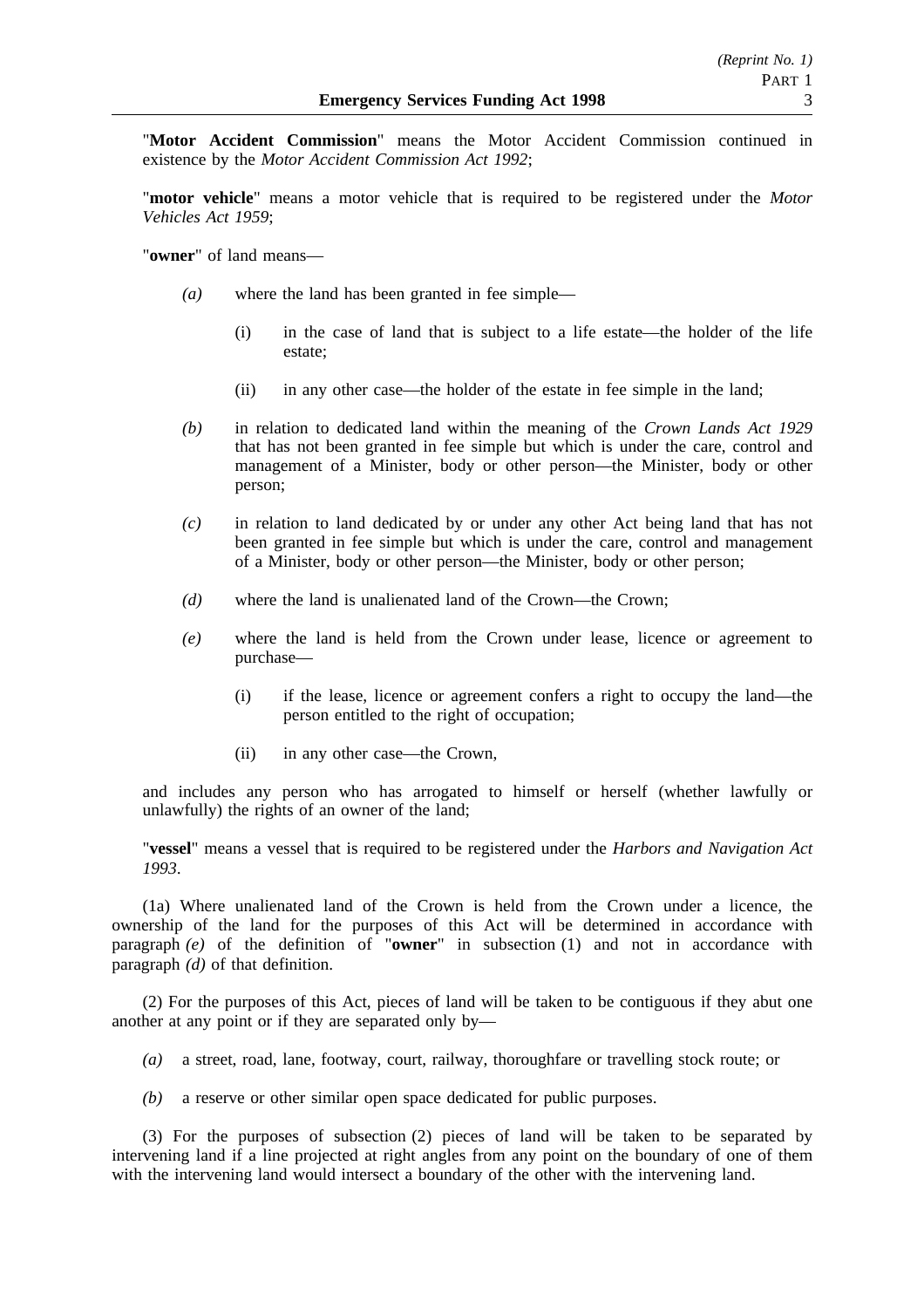"**Motor Accident Commission**" means the Motor Accident Commission continued in existence by the *Motor Accident Commission Act 1992*;

"**motor vehicle**" means a motor vehicle that is required to be registered under the *Motor Vehicles Act 1959*;

"**owner**" of land means—

*(a)* where the land has been granted in fee simple—

(i) in the case of land that is subject to a life estate—the holder of the life estate;

(ii) in any other case—the holder of the estate in fee simple in the land;

*(b)* in relation to dedicated land within the meaning of the *Crown Lands Act 1929* that has not been granted in fee simple but which is under the care, control and management of a Minister, body or other person—the Minister, body or other person;

*(c)* in relation to land dedicated by or under any other Act being land that has not been granted in fee simple but which is under the care, control and management of a Minister, body or other person—the Minister, body or other person;

*(d)* where the land is unalienated land of the Crown—the Crown;

*(e)* where the land is held from the Crown under lease, licence or agreement to purchase—

(i) if the lease, licence or agreement confers a right to occupy the land—the person entitled to the right of occupation;

(ii) in any other case—the Crown,

and includes any person who has arrogated to himself or herself (whether lawfully or unlawfully) the rights of an owner of the land;

"**vessel**" means a vessel that is required to be registered under the *Harbors and Navigation Act 1993*.

(1a) Where unalienated land of the Crown is held from the Crown under a licence, the ownership of the land for the purposes of this Act will be determined in accordance with paragraph *(e)* of the definition of "**owner**" in subsection (1) and not in accordance with paragraph *(d)* of that definition.

(2) For the purposes of this Act, pieces of land will be taken to be contiguous if they abut one another at any point or if they are separated only by—

*(a)* a street, road, lane, footway, court, railway, thoroughfare or travelling stock route; or

*(b)* a reserve or other similar open space dedicated for public purposes.

(3) For the purposes of subsection (2) pieces of land will be taken to be separated by intervening land if a line projected at right angles from any point on the boundary of one of them with the intervening land would intersect a boundary of the other with the intervening land.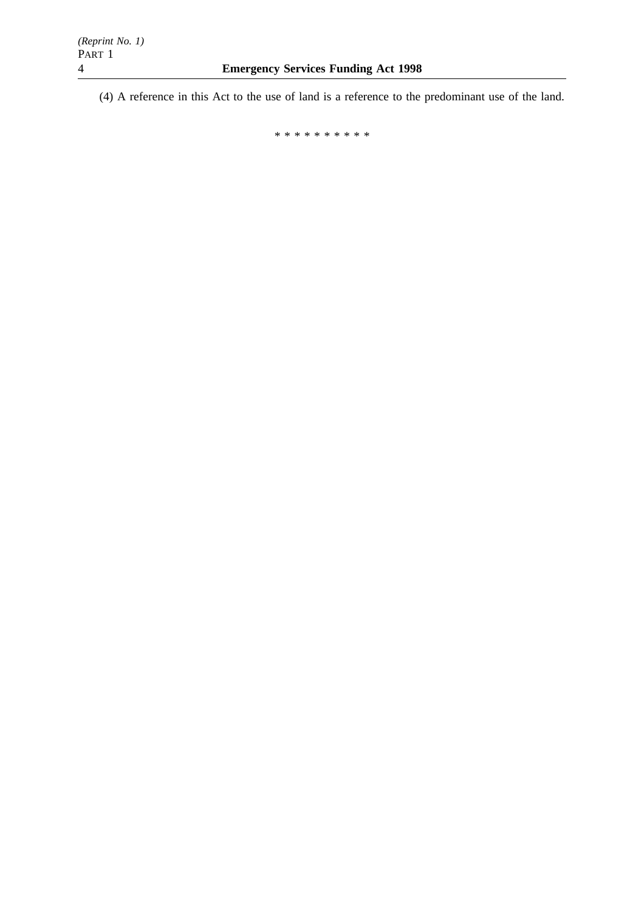(4) A reference in this Act to the use of land is a reference to the predominant use of the land.

* * * * * * * * * *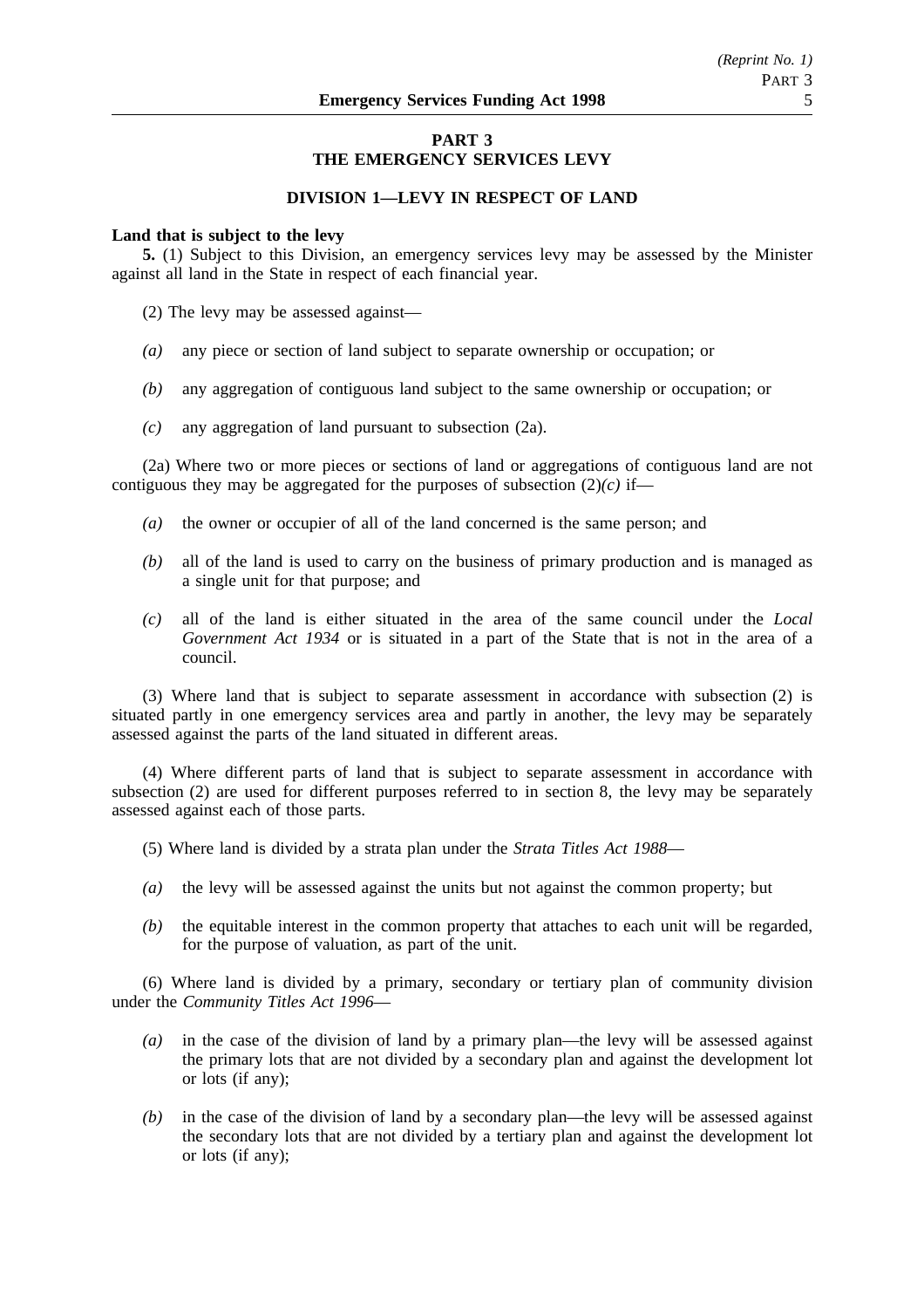## PART 3
## THE EMERGENCY SERVICES LEVY

### DIVISION 1—LEVY IN RESPECT OF LAND

**Land that is subject to the levy**

**5.** (1) Subject to this Division, an emergency services levy may be assessed by the Minister against all land in the State in respect of each financial year.

(2) The levy may be assessed against—

*(a)* any piece or section of land subject to separate ownership or occupation; or

*(b)* any aggregation of contiguous land subject to the same ownership or occupation; or

*(c)* any aggregation of land pursuant to subsection (2a).

(2a) Where two or more pieces or sections of land or aggregations of contiguous land are not contiguous they may be aggregated for the purposes of subsection (2)*(c)* if—

*(a)* the owner or occupier of all of the land concerned is the same person; and

*(b)* all of the land is used to carry on the business of primary production and is managed as a single unit for that purpose; and

*(c)* all of the land is either situated in the area of the same council under the *Local Government Act 1934* or is situated in a part of the State that is not in the area of a council.

(3) Where land that is subject to separate assessment in accordance with subsection (2) is situated partly in one emergency services area and partly in another, the levy may be separately assessed against the parts of the land situated in different areas.

(4) Where different parts of land that is subject to separate assessment in accordance with subsection (2) are used for different purposes referred to in section 8, the levy may be separately assessed against each of those parts.

(5) Where land is divided by a strata plan under the *Strata Titles Act 1988*—

*(a)* the levy will be assessed against the units but not against the common property; but

*(b)* the equitable interest in the common property that attaches to each unit will be regarded, for the purpose of valuation, as part of the unit.

(6) Where land is divided by a primary, secondary or tertiary plan of community division under the *Community Titles Act 1996*—

*(a)* in the case of the division of land by a primary plan—the levy will be assessed against the primary lots that are not divided by a secondary plan and against the development lot or lots (if any);

*(b)* in the case of the division of land by a secondary plan—the levy will be assessed against the secondary lots that are not divided by a tertiary plan and against the development lot or lots (if any);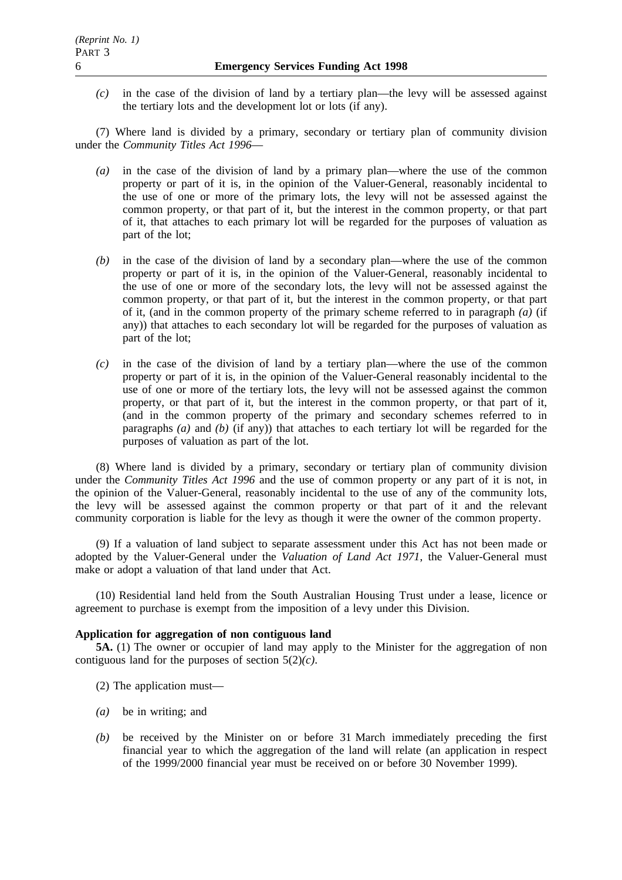*(c)* in the case of the division of land by a tertiary plan—the levy will be assessed against the tertiary lots and the development lot or lots (if any).

(7) Where land is divided by a primary, secondary or tertiary plan of community division under the *Community Titles Act 1996*—

*(a)* in the case of the division of land by a primary plan—where the use of the common property or part of it is, in the opinion of the Valuer-General, reasonably incidental to the use of one or more of the primary lots, the levy will not be assessed against the common property, or that part of it, but the interest in the common property, or that part of it, that attaches to each primary lot will be regarded for the purposes of valuation as part of the lot;

*(b)* in the case of the division of land by a secondary plan—where the use of the common property or part of it is, in the opinion of the Valuer-General, reasonably incidental to the use of one or more of the secondary lots, the levy will not be assessed against the common property, or that part of it, but the interest in the common property, or that part of it, (and in the common property of the primary scheme referred to in paragraph *(a)* (if any)) that attaches to each secondary lot will be regarded for the purposes of valuation as part of the lot;

*(c)* in the case of the division of land by a tertiary plan—where the use of the common property or part of it is, in the opinion of the Valuer-General reasonably incidental to the use of one or more of the tertiary lots, the levy will not be assessed against the common property, or that part of it, but the interest in the common property, or that part of it, (and in the common property of the primary and secondary schemes referred to in paragraphs *(a)* and *(b)* (if any)) that attaches to each tertiary lot will be regarded for the purposes of valuation as part of the lot.

(8) Where land is divided by a primary, secondary or tertiary plan of community division under the *Community Titles Act 1996* and the use of common property or any part of it is not, in the opinion of the Valuer-General, reasonably incidental to the use of any of the community lots, the levy will be assessed against the common property or that part of it and the relevant community corporation is liable for the levy as though it were the owner of the common property.

(9) If a valuation of land subject to separate assessment under this Act has not been made or adopted by the Valuer-General under the *Valuation of Land Act 1971*, the Valuer-General must make or adopt a valuation of that land under that Act.

(10) Residential land held from the South Australian Housing Trust under a lease, licence or agreement to purchase is exempt from the imposition of a levy under this Division.

**Application for aggregation of non contiguous land**

**5A.** (1) The owner or occupier of land may apply to the Minister for the aggregation of non contiguous land for the purposes of section 5(2)*(c)*.

(2) The application must—

*(a)* be in writing; and

*(b)* be received by the Minister on or before 31 March immediately preceding the first financial year to which the aggregation of the land will relate (an application in respect of the 1999/2000 financial year must be received on or before 30 November 1999).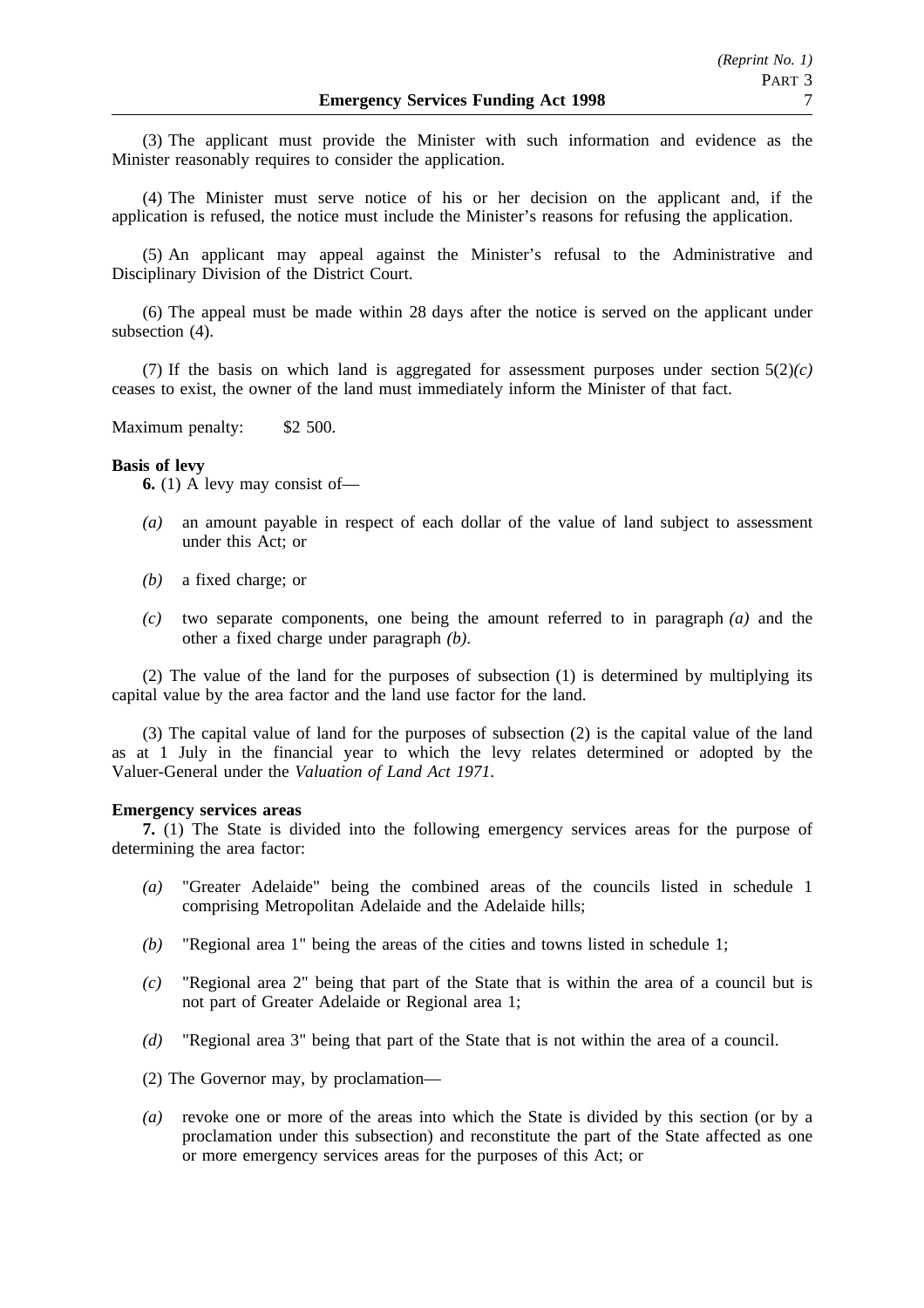(3) The applicant must provide the Minister with such information and evidence as the Minister reasonably requires to consider the application.

(4) The Minister must serve notice of his or her decision on the applicant and, if the application is refused, the notice must include the Minister's reasons for refusing the application.

(5) An applicant may appeal against the Minister's refusal to the Administrative and Disciplinary Division of the District Court.

(6) The appeal must be made within 28 days after the notice is served on the applicant under subsection (4).

(7) If the basis on which land is aggregated for assessment purposes under section 5(2)*(c)* ceases to exist, the owner of the land must immediately inform the Minister of that fact.

Maximum penalty: $2 500.

**Basis of levy**

**6.** (1) A levy may consist of—

*(a)* an amount payable in respect of each dollar of the value of land subject to assessment under this Act; or

*(b)* a fixed charge; or

*(c)* two separate components, one being the amount referred to in paragraph *(a)* and the other a fixed charge under paragraph *(b)*.

(2) The value of the land for the purposes of subsection (1) is determined by multiplying its capital value by the area factor and the land use factor for the land.

(3) The capital value of land for the purposes of subsection (2) is the capital value of the land as at 1 July in the financial year to which the levy relates determined or adopted by the Valuer-General under the *Valuation of Land Act 1971*.

**Emergency services areas**

**7.** (1) The State is divided into the following emergency services areas for the purpose of determining the area factor:

*(a)* "Greater Adelaide" being the combined areas of the councils listed in schedule 1 comprising Metropolitan Adelaide and the Adelaide hills;

*(b)* "Regional area 1" being the areas of the cities and towns listed in schedule 1;

*(c)* "Regional area 2" being that part of the State that is within the area of a council but is not part of Greater Adelaide or Regional area 1;

*(d)* "Regional area 3" being that part of the State that is not within the area of a council.

(2) The Governor may, by proclamation—

*(a)* revoke one or more of the areas into which the State is divided by this section (or by a proclamation under this subsection) and reconstitute the part of the State affected as one or more emergency services areas for the purposes of this Act; or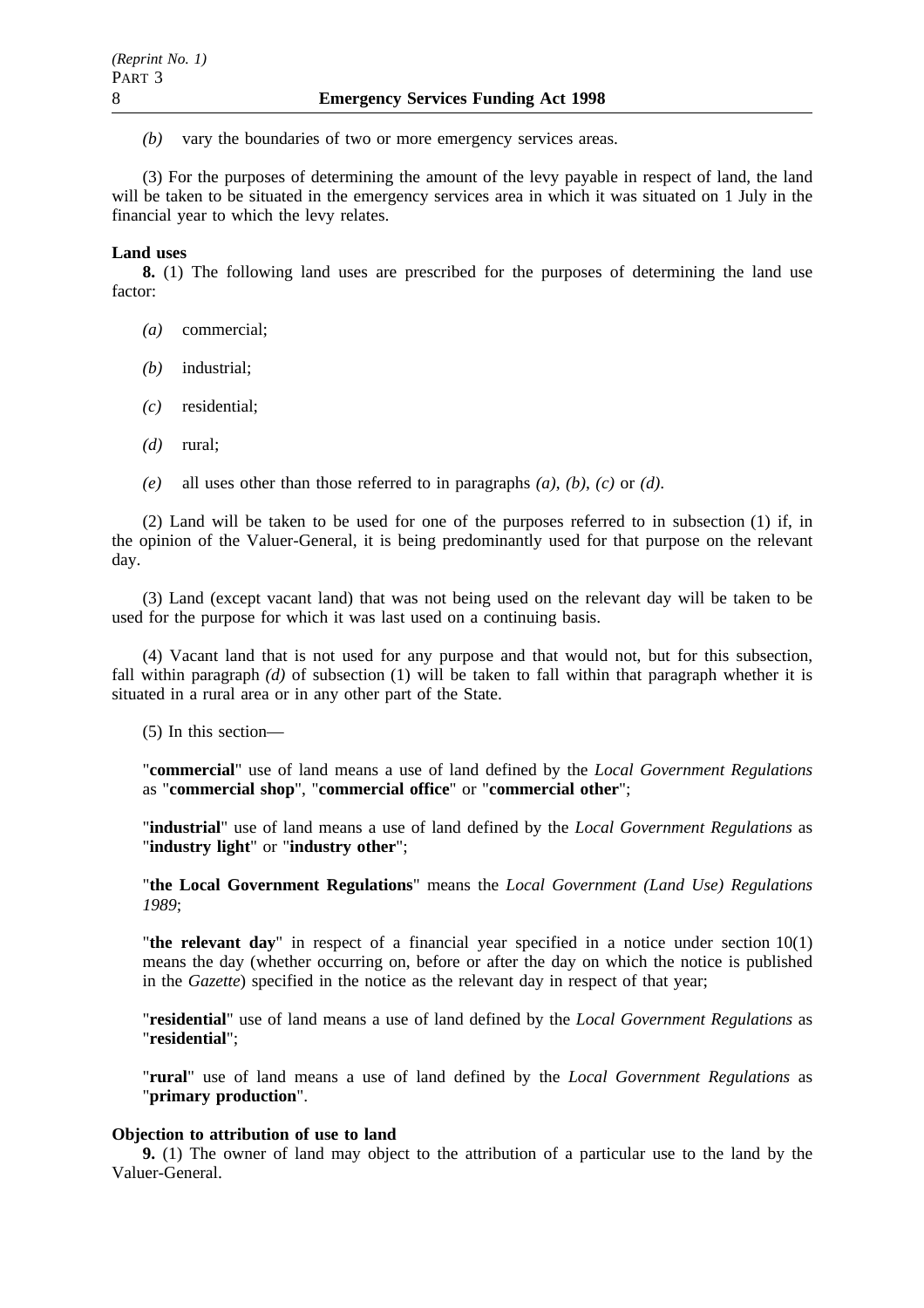*(b)* vary the boundaries of two or more emergency services areas.

(3) For the purposes of determining the amount of the levy payable in respect of land, the land will be taken to be situated in the emergency services area in which it was situated on 1 July in the financial year to which the levy relates.

**Land uses**

**8.** (1) The following land uses are prescribed for the purposes of determining the land use factor:

*(a)* commercial;

*(b)* industrial;

*(c)* residential;

*(d)* rural;

*(e)* all uses other than those referred to in paragraphs *(a)*, *(b)*, *(c)* or *(d)*.

(2) Land will be taken to be used for one of the purposes referred to in subsection (1) if, in the opinion of the Valuer-General, it is being predominantly used for that purpose on the relevant day.

(3) Land (except vacant land) that was not being used on the relevant day will be taken to be used for the purpose for which it was last used on a continuing basis.

(4) Vacant land that is not used for any purpose and that would not, but for this subsection, fall within paragraph *(d)* of subsection (1) will be taken to fall within that paragraph whether it is situated in a rural area or in any other part of the State.

(5) In this section—

"**commercial**" use of land means a use of land defined by the *Local Government Regulations* as "**commercial shop**", "**commercial office**" or "**commercial other**";

"**industrial**" use of land means a use of land defined by the *Local Government Regulations* as "**industry light**" or "**industry other**";

"**the Local Government Regulations**" means the *Local Government (Land Use) Regulations 1989*;

"**the relevant day**" in respect of a financial year specified in a notice under section 10(1) means the day (whether occurring on, before or after the day on which the notice is published in the *Gazette*) specified in the notice as the relevant day in respect of that year;

"**residential**" use of land means a use of land defined by the *Local Government Regulations* as "**residential**";

"**rural**" use of land means a use of land defined by the *Local Government Regulations* as "**primary production**".

**Objection to attribution of use to land**

**9.** (1) The owner of land may object to the attribution of a particular use to the land by the Valuer-General.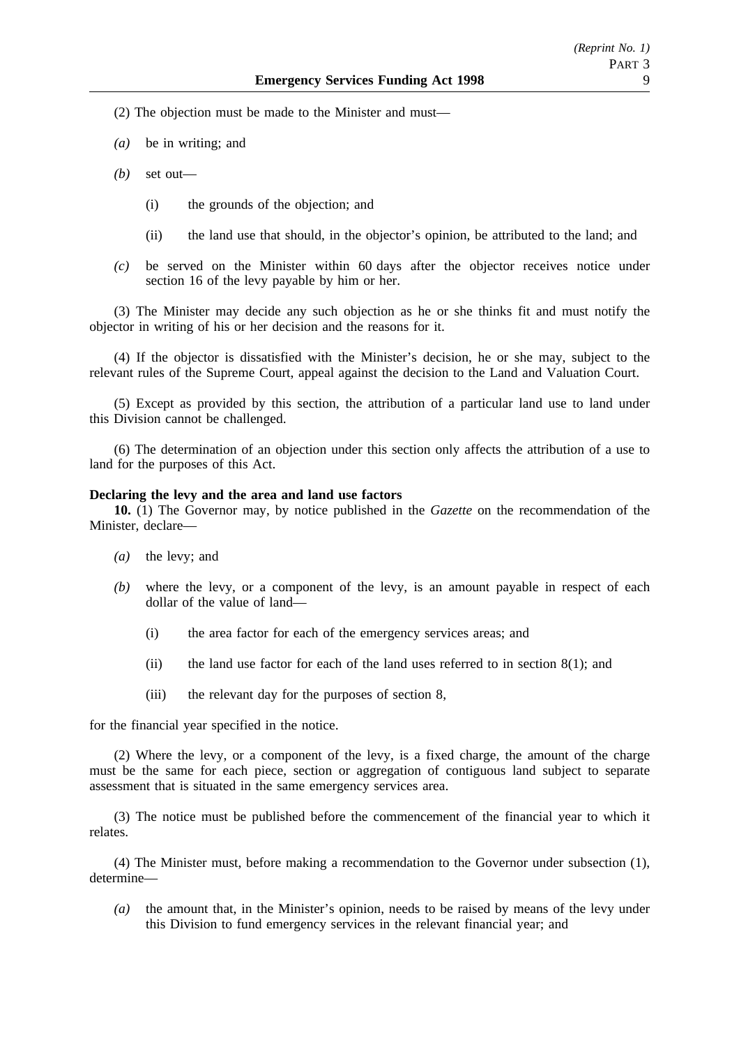(2) The objection must be made to the Minister and must—

*(a)* be in writing; and

*(b)* set out—

(i) the grounds of the objection; and

(ii) the land use that should, in the objector's opinion, be attributed to the land; and

*(c)* be served on the Minister within 60 days after the objector receives notice under section 16 of the levy payable by him or her.

(3) The Minister may decide any such objection as he or she thinks fit and must notify the objector in writing of his or her decision and the reasons for it.

(4) If the objector is dissatisfied with the Minister's decision, he or she may, subject to the relevant rules of the Supreme Court, appeal against the decision to the Land and Valuation Court.

(5) Except as provided by this section, the attribution of a particular land use to land under this Division cannot be challenged.

(6) The determination of an objection under this section only affects the attribution of a use to land for the purposes of this Act.

**Declaring the levy and the area and land use factors**

**10.** (1) The Governor may, by notice published in the *Gazette* on the recommendation of the Minister, declare—

*(a)* the levy; and

*(b)* where the levy, or a component of the levy, is an amount payable in respect of each dollar of the value of land—

(i) the area factor for each of the emergency services areas; and

(ii) the land use factor for each of the land uses referred to in section 8(1); and

(iii) the relevant day for the purposes of section 8,

for the financial year specified in the notice.

(2) Where the levy, or a component of the levy, is a fixed charge, the amount of the charge must be the same for each piece, section or aggregation of contiguous land subject to separate assessment that is situated in the same emergency services area.

(3) The notice must be published before the commencement of the financial year to which it relates.

(4) The Minister must, before making a recommendation to the Governor under subsection (1), determine—

*(a)* the amount that, in the Minister's opinion, needs to be raised by means of the levy under this Division to fund emergency services in the relevant financial year; and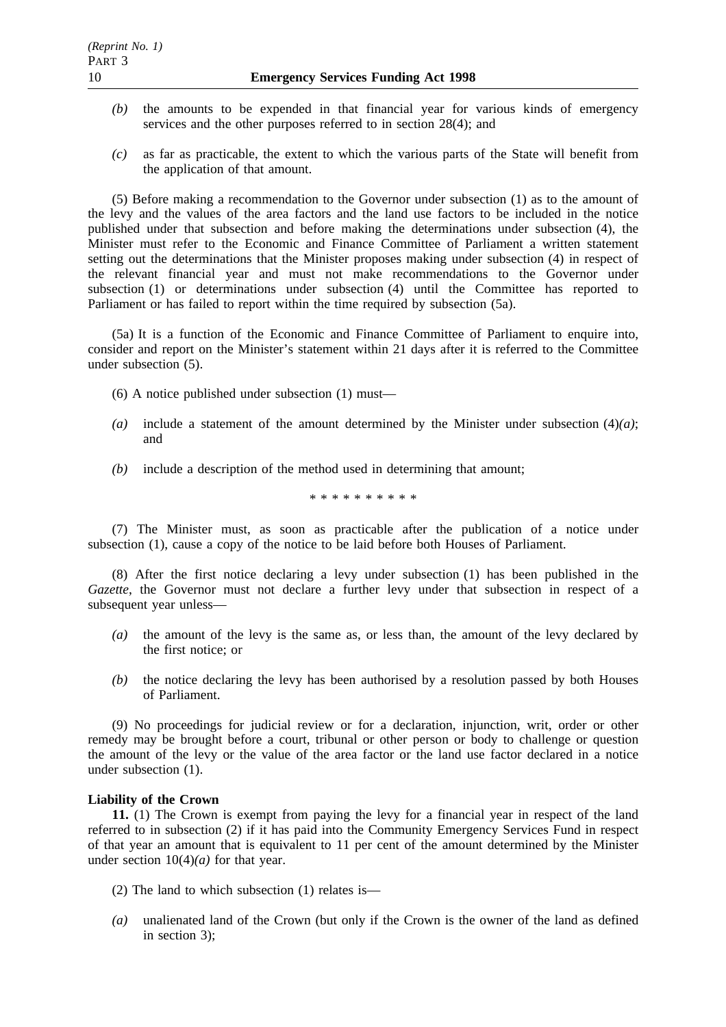*(b)* the amounts to be expended in that financial year for various kinds of emergency services and the other purposes referred to in section 28(4); and

*(c)* as far as practicable, the extent to which the various parts of the State will benefit from the application of that amount.

(5) Before making a recommendation to the Governor under subsection (1) as to the amount of the levy and the values of the area factors and the land use factors to be included in the notice published under that subsection and before making the determinations under subsection (4), the Minister must refer to the Economic and Finance Committee of Parliament a written statement setting out the determinations that the Minister proposes making under subsection (4) in respect of the relevant financial year and must not make recommendations to the Governor under subsection (1) or determinations under subsection (4) until the Committee has reported to Parliament or has failed to report within the time required by subsection (5a).

(5a) It is a function of the Economic and Finance Committee of Parliament to enquire into, consider and report on the Minister's statement within 21 days after it is referred to the Committee under subsection (5).

(6) A notice published under subsection (1) must—

*(a)* include a statement of the amount determined by the Minister under subsection (4)*(a)*; and

*(b)* include a description of the method used in determining that amount;

\* \* \* \* \* \* \* \* \* \*

(7) The Minister must, as soon as practicable after the publication of a notice under subsection (1), cause a copy of the notice to be laid before both Houses of Parliament.

(8) After the first notice declaring a levy under subsection (1) has been published in the *Gazette*, the Governor must not declare a further levy under that subsection in respect of a subsequent year unless—

*(a)* the amount of the levy is the same as, or less than, the amount of the levy declared by the first notice; or

*(b)* the notice declaring the levy has been authorised by a resolution passed by both Houses of Parliament.

(9) No proceedings for judicial review or for a declaration, injunction, writ, order or other remedy may be brought before a court, tribunal or other person or body to challenge or question the amount of the levy or the value of the area factor or the land use factor declared in a notice under subsection (1).

**Liability of the Crown**

**11.** (1) The Crown is exempt from paying the levy for a financial year in respect of the land referred to in subsection (2) if it has paid into the Community Emergency Services Fund in respect of that year an amount that is equivalent to 11 per cent of the amount determined by the Minister under section 10(4)*(a)* for that year.

(2) The land to which subsection (1) relates is—

*(a)* unalienated land of the Crown (but only if the Crown is the owner of the land as defined in section 3);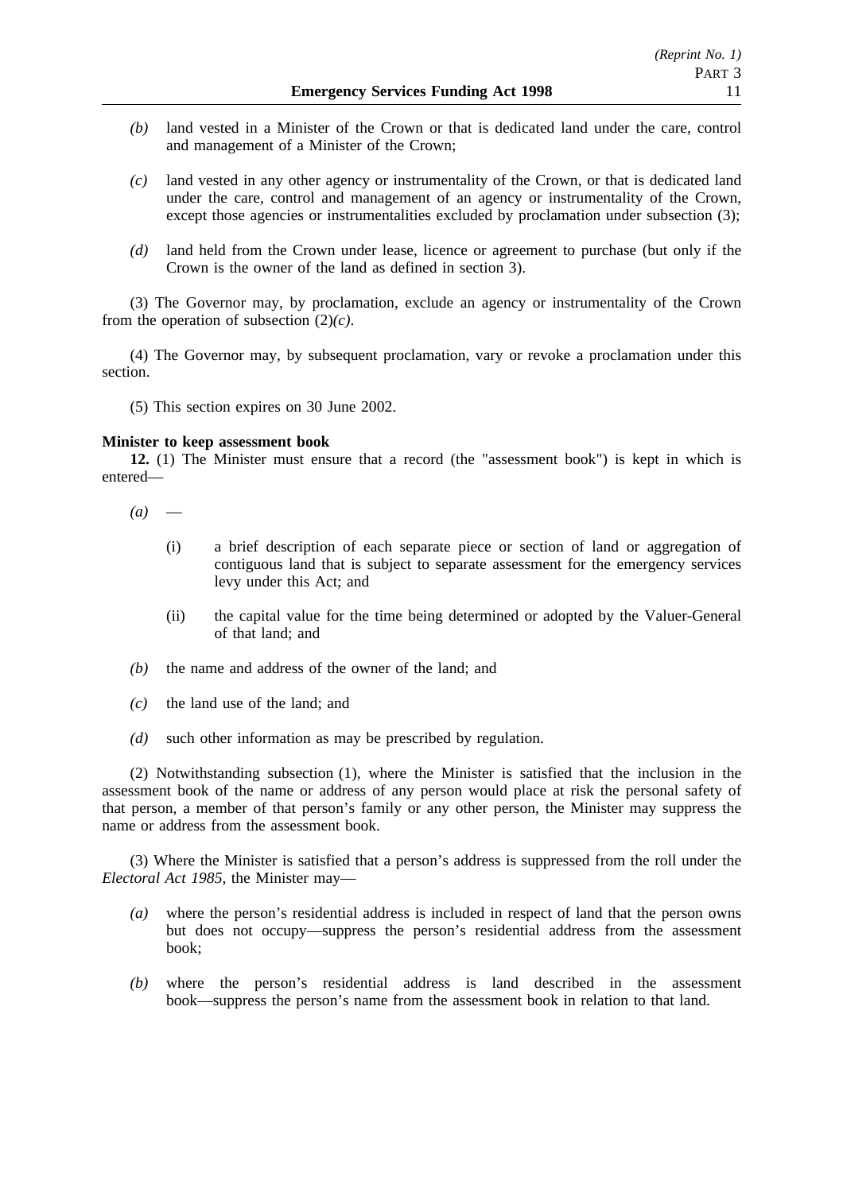*(b)* land vested in a Minister of the Crown or that is dedicated land under the care, control and management of a Minister of the Crown;

*(c)* land vested in any other agency or instrumentality of the Crown, or that is dedicated land under the care, control and management of an agency or instrumentality of the Crown, except those agencies or instrumentalities excluded by proclamation under subsection (3);

*(d)* land held from the Crown under lease, licence or agreement to purchase (but only if the Crown is the owner of the land as defined in section 3).

(3) The Governor may, by proclamation, exclude an agency or instrumentality of the Crown from the operation of subsection (2)*(c)*.

(4) The Governor may, by subsequent proclamation, vary or revoke a proclamation under this section.

(5) This section expires on 30 June 2002.

**Minister to keep assessment book**

**12.** (1) The Minister must ensure that a record (the "assessment book") is kept in which is entered—

*(a)* —

(i) a brief description of each separate piece or section of land or aggregation of contiguous land that is subject to separate assessment for the emergency services levy under this Act; and

(ii) the capital value for the time being determined or adopted by the Valuer-General of that land; and

*(b)* the name and address of the owner of the land; and

*(c)* the land use of the land; and

*(d)* such other information as may be prescribed by regulation.

(2) Notwithstanding subsection (1), where the Minister is satisfied that the inclusion in the assessment book of the name or address of any person would place at risk the personal safety of that person, a member of that person's family or any other person, the Minister may suppress the name or address from the assessment book.

(3) Where the Minister is satisfied that a person's address is suppressed from the roll under the *Electoral Act 1985*, the Minister may—

*(a)* where the person's residential address is included in respect of land that the person owns but does not occupy—suppress the person's residential address from the assessment book;

*(b)* where the person's residential address is land described in the assessment book—suppress the person's name from the assessment book in relation to that land.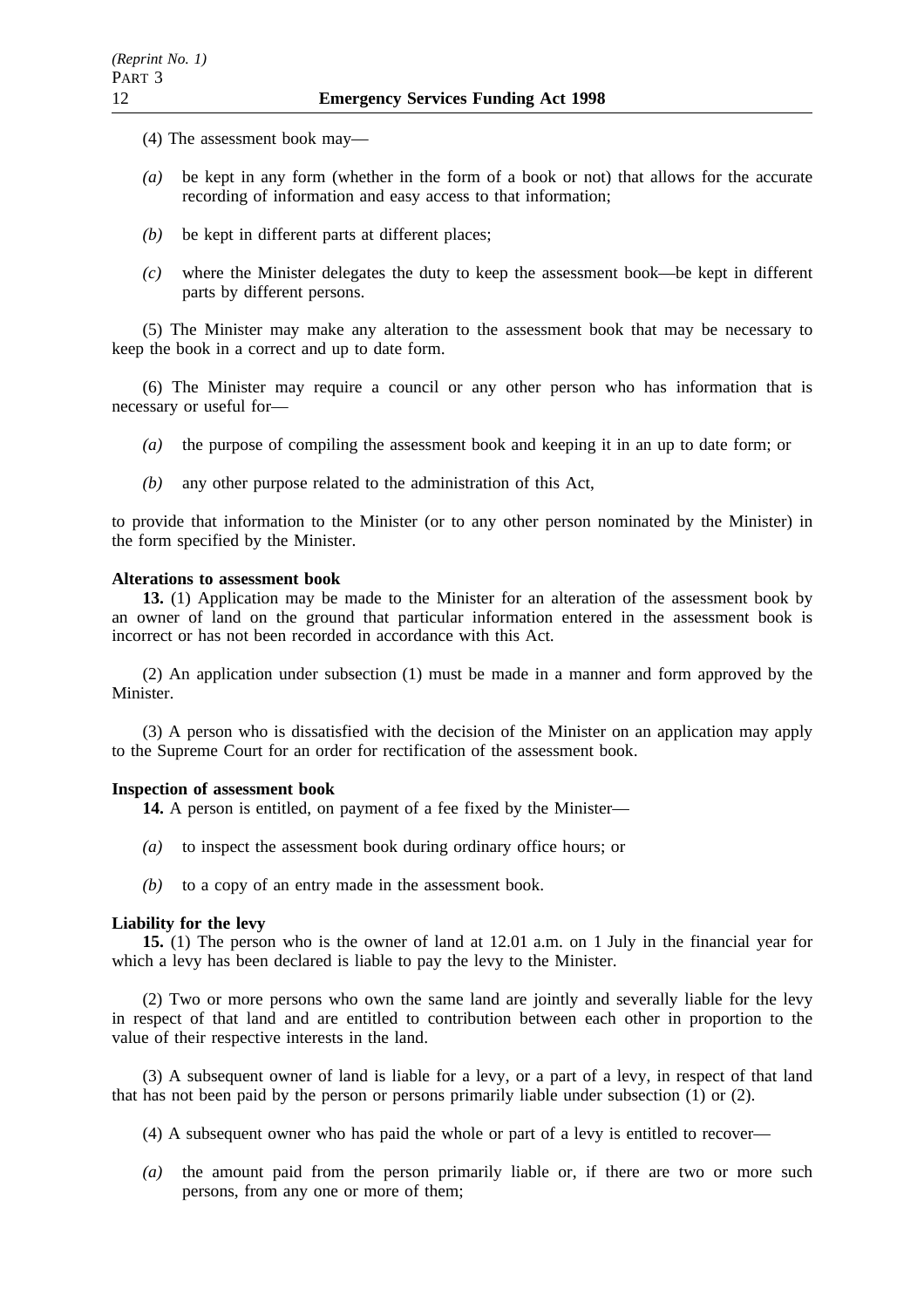(4) The assessment book may—

*(a)* be kept in any form (whether in the form of a book or not) that allows for the accurate recording of information and easy access to that information;

*(b)* be kept in different parts at different places;

*(c)* where the Minister delegates the duty to keep the assessment book—be kept in different parts by different persons.

(5) The Minister may make any alteration to the assessment book that may be necessary to keep the book in a correct and up to date form.

(6) The Minister may require a council or any other person who has information that is necessary or useful for—

*(a)* the purpose of compiling the assessment book and keeping it in an up to date form; or

*(b)* any other purpose related to the administration of this Act,

to provide that information to the Minister (or to any other person nominated by the Minister) in the form specified by the Minister.

**Alterations to assessment book**

**13.** (1) Application may be made to the Minister for an alteration of the assessment book by an owner of land on the ground that particular information entered in the assessment book is incorrect or has not been recorded in accordance with this Act.

(2) An application under subsection (1) must be made in a manner and form approved by the Minister.

(3) A person who is dissatisfied with the decision of the Minister on an application may apply to the Supreme Court for an order for rectification of the assessment book.

**Inspection of assessment book**

**14.** A person is entitled, on payment of a fee fixed by the Minister—

*(a)* to inspect the assessment book during ordinary office hours; or

*(b)* to a copy of an entry made in the assessment book.

**Liability for the levy**

**15.** (1) The person who is the owner of land at 12.01 a.m. on 1 July in the financial year for which a levy has been declared is liable to pay the levy to the Minister.

(2) Two or more persons who own the same land are jointly and severally liable for the levy in respect of that land and are entitled to contribution between each other in proportion to the value of their respective interests in the land.

(3) A subsequent owner of land is liable for a levy, or a part of a levy, in respect of that land that has not been paid by the person or persons primarily liable under subsection (1) or (2).

(4) A subsequent owner who has paid the whole or part of a levy is entitled to recover—

*(a)* the amount paid from the person primarily liable or, if there are two or more such persons, from any one or more of them;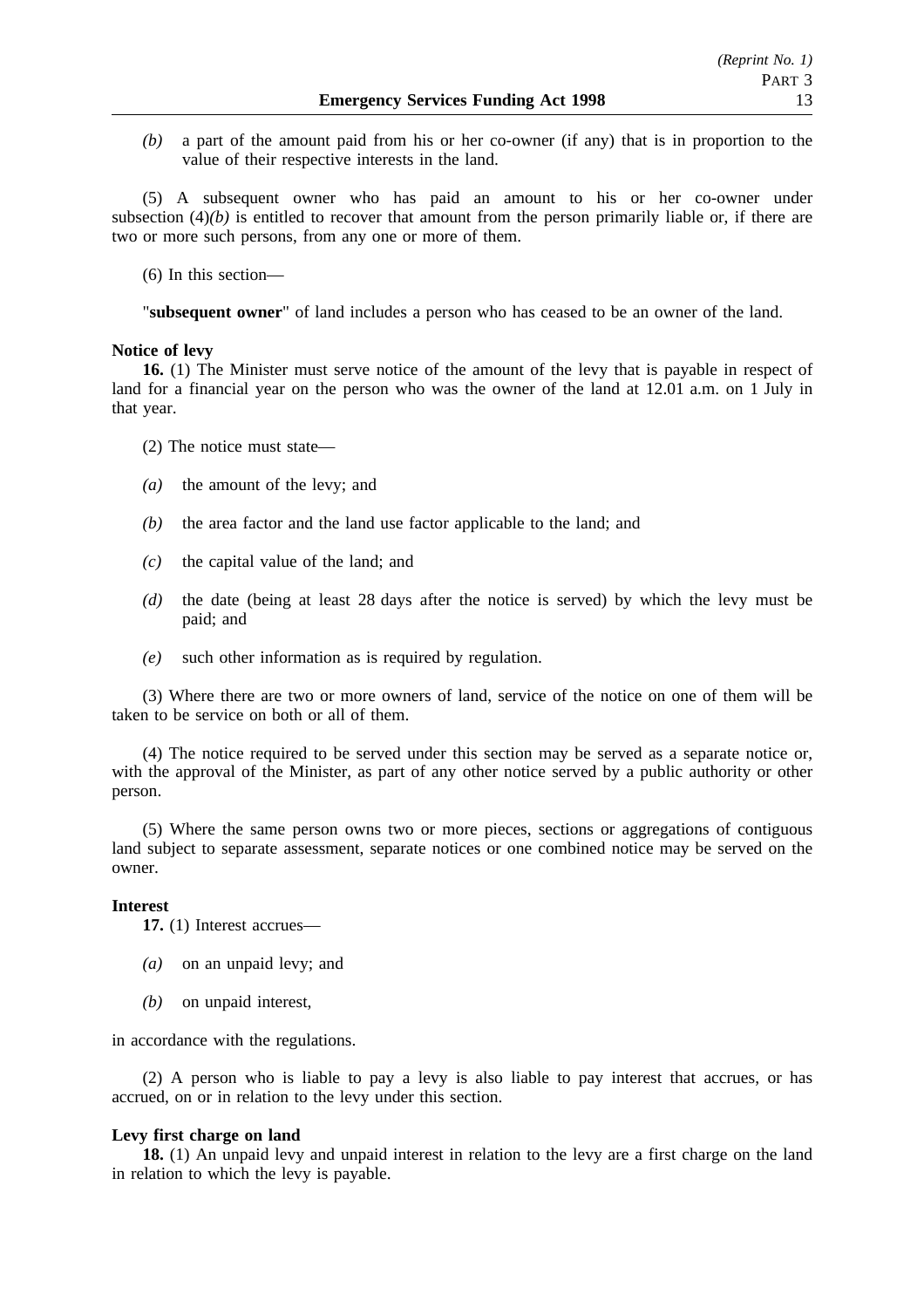*(b)* a part of the amount paid from his or her co-owner (if any) that is in proportion to the value of their respective interests in the land.

(5) A subsequent owner who has paid an amount to his or her co-owner under subsection (4)*(b)* is entitled to recover that amount from the person primarily liable or, if there are two or more such persons, from any one or more of them.

(6) In this section—

"**subsequent owner**" of land includes a person who has ceased to be an owner of the land.

**Notice of levy**

**16.** (1) The Minister must serve notice of the amount of the levy that is payable in respect of land for a financial year on the person who was the owner of the land at 12.01 a.m. on 1 July in that year.

(2) The notice must state—

*(a)* the amount of the levy; and

*(b)* the area factor and the land use factor applicable to the land; and

*(c)* the capital value of the land; and

*(d)* the date (being at least 28 days after the notice is served) by which the levy must be paid; and

*(e)* such other information as is required by regulation.

(3) Where there are two or more owners of land, service of the notice on one of them will be taken to be service on both or all of them.

(4) The notice required to be served under this section may be served as a separate notice or, with the approval of the Minister, as part of any other notice served by a public authority or other person.

(5) Where the same person owns two or more pieces, sections or aggregations of contiguous land subject to separate assessment, separate notices or one combined notice may be served on the owner.

**Interest**

**17.** (1) Interest accrues—

*(a)* on an unpaid levy; and

*(b)* on unpaid interest,

in accordance with the regulations.

(2) A person who is liable to pay a levy is also liable to pay interest that accrues, or has accrued, on or in relation to the levy under this section.

**Levy first charge on land**

**18.** (1) An unpaid levy and unpaid interest in relation to the levy are a first charge on the land in relation to which the levy is payable.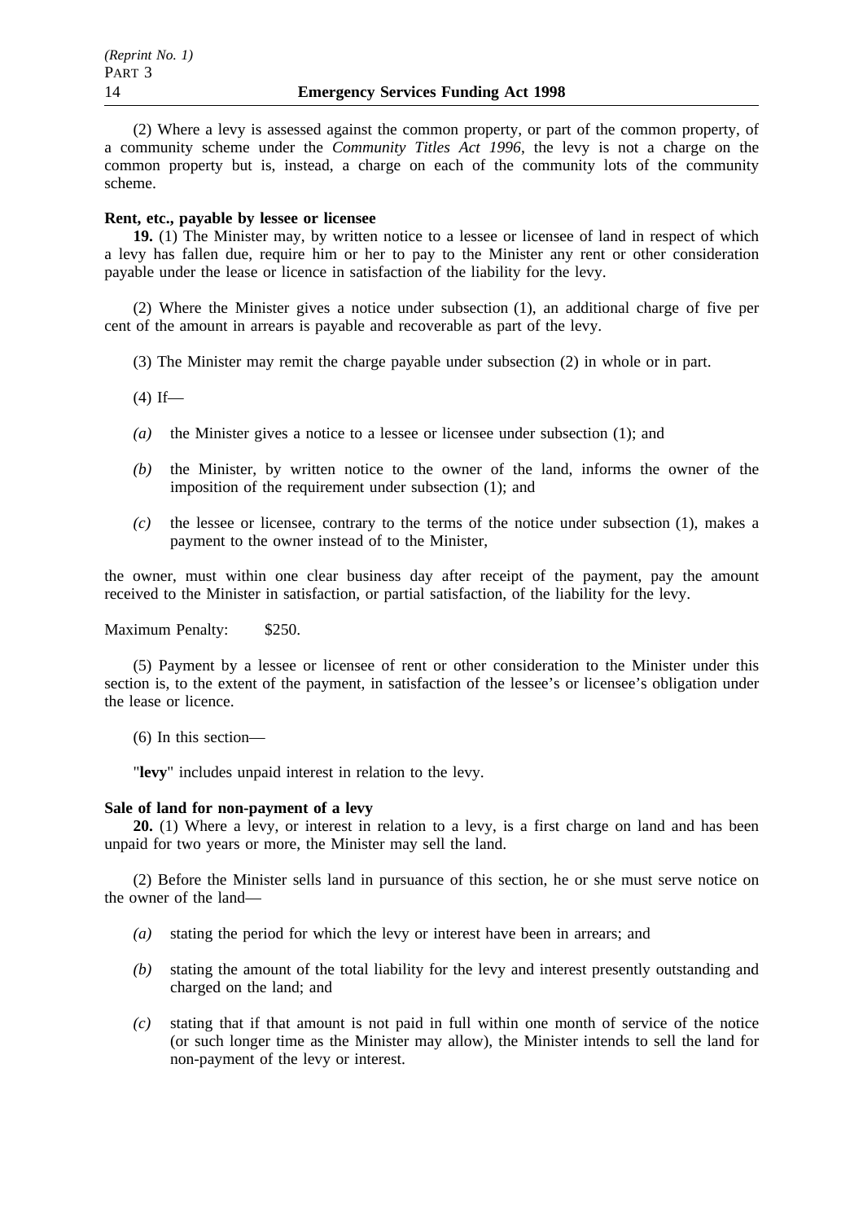(2) Where a levy is assessed against the common property, or part of the common property, of a community scheme under the *Community Titles Act 1996*, the levy is not a charge on the common property but is, instead, a charge on each of the community lots of the community scheme.

**Rent, etc., payable by lessee or licensee**

**19.** (1) The Minister may, by written notice to a lessee or licensee of land in respect of which a levy has fallen due, require him or her to pay to the Minister any rent or other consideration payable under the lease or licence in satisfaction of the liability for the levy.

(2) Where the Minister gives a notice under subsection (1), an additional charge of five per cent of the amount in arrears is payable and recoverable as part of the levy.

(3) The Minister may remit the charge payable under subsection (2) in whole or in part.

(4) If—

*(a)* the Minister gives a notice to a lessee or licensee under subsection (1); and

*(b)* the Minister, by written notice to the owner of the land, informs the owner of the imposition of the requirement under subsection (1); and

*(c)* the lessee or licensee, contrary to the terms of the notice under subsection (1), makes a payment to the owner instead of to the Minister,

the owner, must within one clear business day after receipt of the payment, pay the amount received to the Minister in satisfaction, or partial satisfaction, of the liability for the levy.

Maximum Penalty: $250.

(5) Payment by a lessee or licensee of rent or other consideration to the Minister under this section is, to the extent of the payment, in satisfaction of the lessee's or licensee's obligation under the lease or licence.

(6) In this section—

"**levy**" includes unpaid interest in relation to the levy.

**Sale of land for non-payment of a levy**

**20.** (1) Where a levy, or interest in relation to a levy, is a first charge on land and has been unpaid for two years or more, the Minister may sell the land.

(2) Before the Minister sells land in pursuance of this section, he or she must serve notice on the owner of the land—

*(a)* stating the period for which the levy or interest have been in arrears; and

*(b)* stating the amount of the total liability for the levy and interest presently outstanding and charged on the land; and

*(c)* stating that if that amount is not paid in full within one month of service of the notice (or such longer time as the Minister may allow), the Minister intends to sell the land for non-payment of the levy or interest.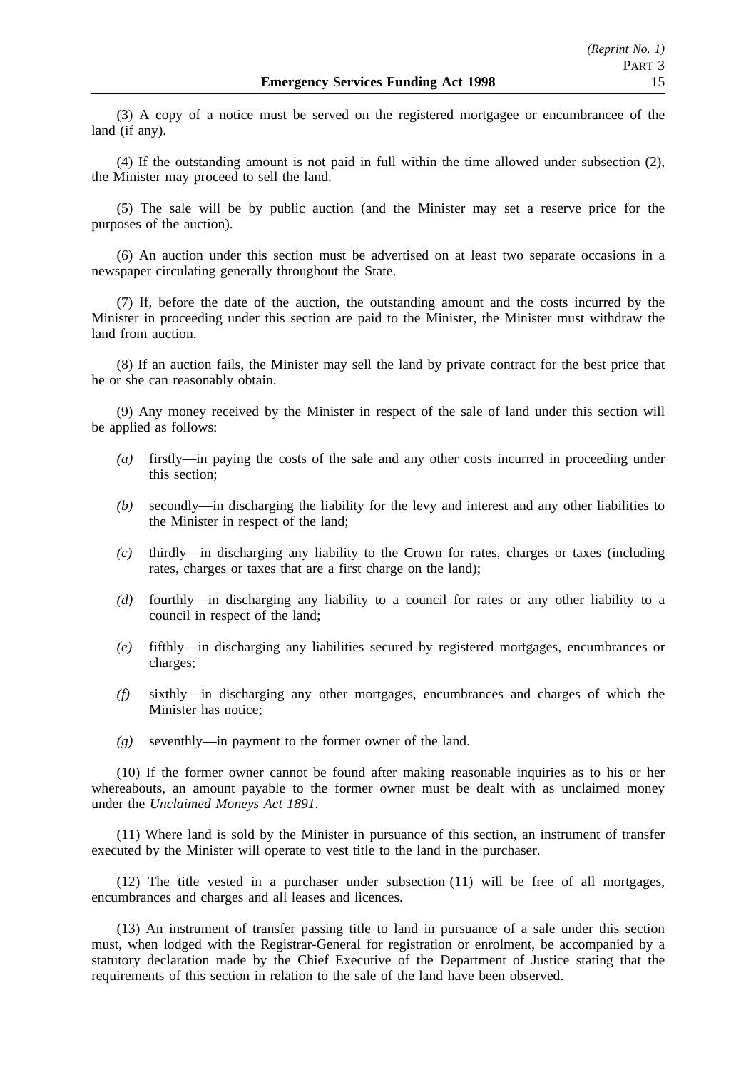(3) A copy of a notice must be served on the registered mortgagee or encumbrancee of the land (if any).

(4) If the outstanding amount is not paid in full within the time allowed under subsection (2), the Minister may proceed to sell the land.

(5) The sale will be by public auction (and the Minister may set a reserve price for the purposes of the auction).

(6) An auction under this section must be advertised on at least two separate occasions in a newspaper circulating generally throughout the State.

(7) If, before the date of the auction, the outstanding amount and the costs incurred by the Minister in proceeding under this section are paid to the Minister, the Minister must withdraw the land from auction.

(8) If an auction fails, the Minister may sell the land by private contract for the best price that he or she can reasonably obtain.

(9) Any money received by the Minister in respect of the sale of land under this section will be applied as follows:

- *(a)* firstly—in paying the costs of the sale and any other costs incurred in proceeding under this section;
- *(b)* secondly—in discharging the liability for the levy and interest and any other liabilities to the Minister in respect of the land;
- *(c)* thirdly—in discharging any liability to the Crown for rates, charges or taxes (including rates, charges or taxes that are a first charge on the land);
- *(d)* fourthly—in discharging any liability to a council for rates or any other liability to a council in respect of the land;
- *(e)* fifthly—in discharging any liabilities secured by registered mortgages, encumbrances or charges;
- *(f)* sixthly—in discharging any other mortgages, encumbrances and charges of which the Minister has notice;
- *(g)* seventhly—in payment to the former owner of the land.

(10) If the former owner cannot be found after making reasonable inquiries as to his or her whereabouts, an amount payable to the former owner must be dealt with as unclaimed money under the *Unclaimed Moneys Act 1891*.

(11) Where land is sold by the Minister in pursuance of this section, an instrument of transfer executed by the Minister will operate to vest title to the land in the purchaser.

(12) The title vested in a purchaser under subsection (11) will be free of all mortgages, encumbrances and charges and all leases and licences.

(13) An instrument of transfer passing title to land in pursuance of a sale under this section must, when lodged with the Registrar-General for registration or enrolment, be accompanied by a statutory declaration made by the Chief Executive of the Department of Justice stating that the requirements of this section in relation to the sale of the land have been observed.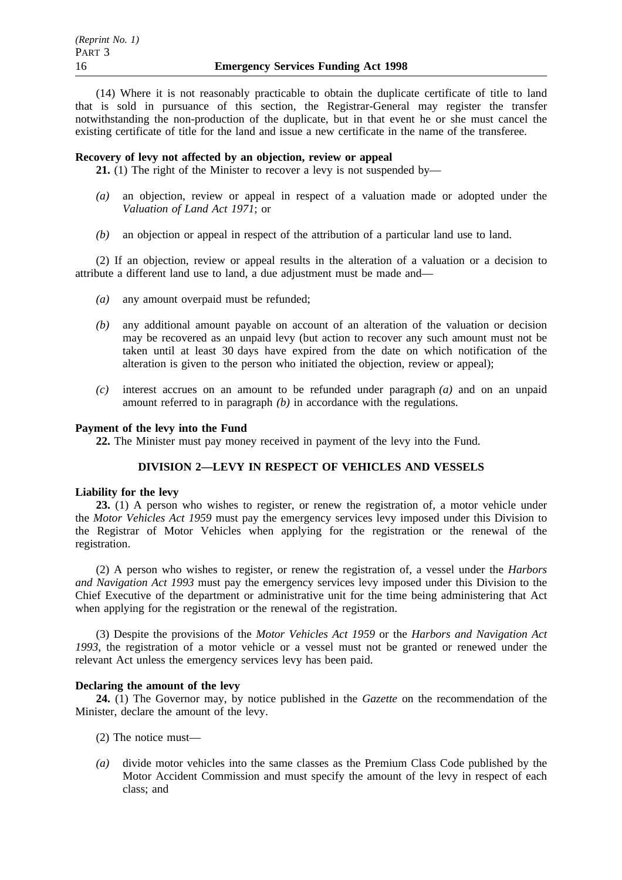(14) Where it is not reasonably practicable to obtain the duplicate certificate of title to land that is sold in pursuance of this section, the Registrar-General may register the transfer notwithstanding the non-production of the duplicate, but in that event he or she must cancel the existing certificate of title for the land and issue a new certificate in the name of the transferee.

**Recovery of levy not affected by an objection, review or appeal**

**21.** (1) The right of the Minister to recover a levy is not suspended by—

*(a)* an objection, review or appeal in respect of a valuation made or adopted under the *Valuation of Land Act 1971*; or

*(b)* an objection or appeal in respect of the attribution of a particular land use to land.

(2) If an objection, review or appeal results in the alteration of a valuation or a decision to attribute a different land use to land, a due adjustment must be made and—

*(a)* any amount overpaid must be refunded;

*(b)* any additional amount payable on account of an alteration of the valuation or decision may be recovered as an unpaid levy (but action to recover any such amount must not be taken until at least 30 days have expired from the date on which notification of the alteration is given to the person who initiated the objection, review or appeal);

*(c)* interest accrues on an amount to be refunded under paragraph *(a)* and on an unpaid amount referred to in paragraph *(b)* in accordance with the regulations.

**Payment of the levy into the Fund**

**22.** The Minister must pay money received in payment of the levy into the Fund.

## DIVISION 2—LEVY IN RESPECT OF VEHICLES AND VESSELS

**Liability for the levy**

**23.** (1) A person who wishes to register, or renew the registration of, a motor vehicle under the *Motor Vehicles Act 1959* must pay the emergency services levy imposed under this Division to the Registrar of Motor Vehicles when applying for the registration or the renewal of the registration.

(2) A person who wishes to register, or renew the registration of, a vessel under the *Harbors and Navigation Act 1993* must pay the emergency services levy imposed under this Division to the Chief Executive of the department or administrative unit for the time being administering that Act when applying for the registration or the renewal of the registration.

(3) Despite the provisions of the *Motor Vehicles Act 1959* or the *Harbors and Navigation Act 1993*, the registration of a motor vehicle or a vessel must not be granted or renewed under the relevant Act unless the emergency services levy has been paid.

**Declaring the amount of the levy**

**24.** (1) The Governor may, by notice published in the *Gazette* on the recommendation of the Minister, declare the amount of the levy.

(2) The notice must—

*(a)* divide motor vehicles into the same classes as the Premium Class Code published by the Motor Accident Commission and must specify the amount of the levy in respect of each class; and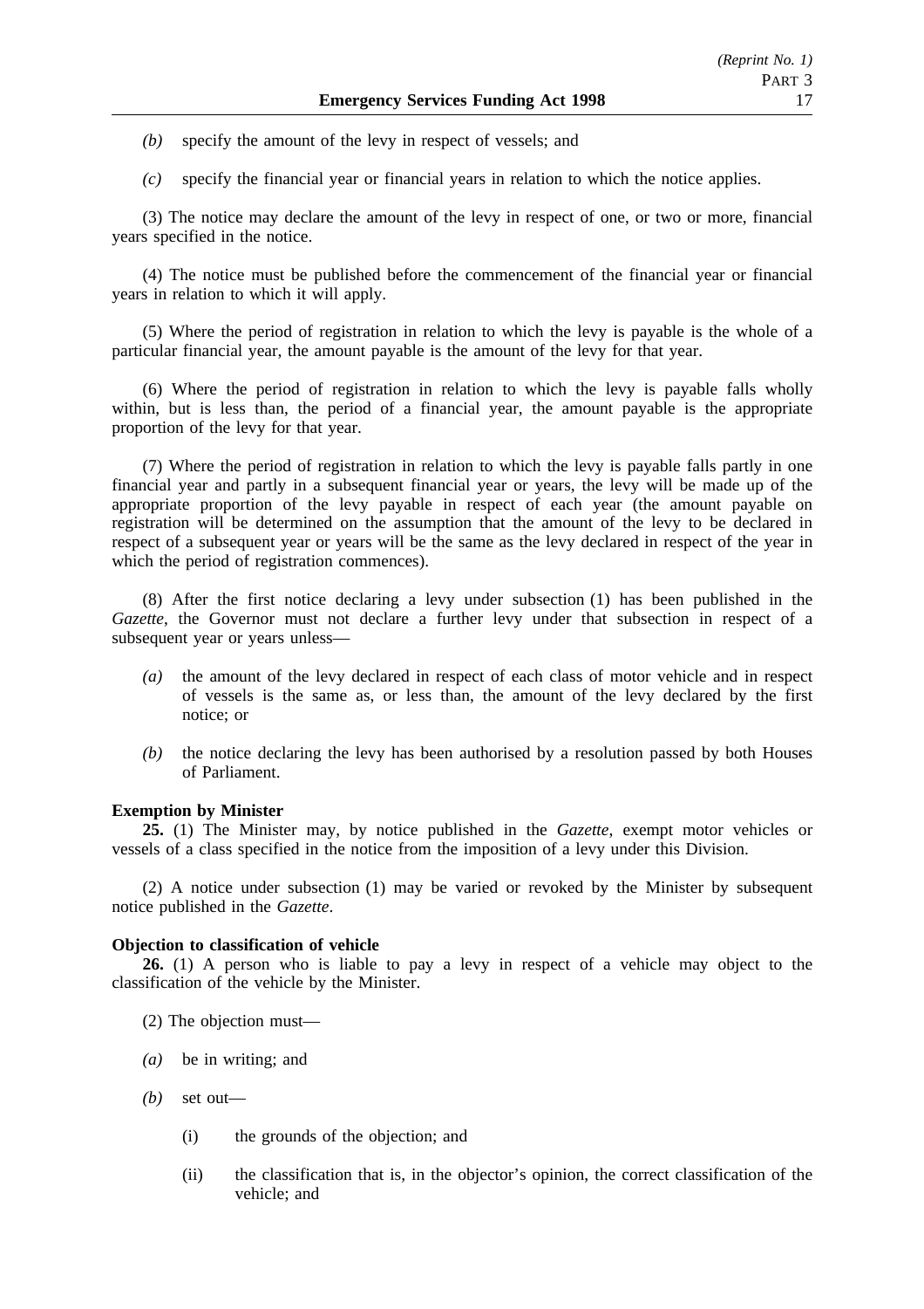*(b)* specify the amount of the levy in respect of vessels; and

*(c)* specify the financial year or financial years in relation to which the notice applies.

(3) The notice may declare the amount of the levy in respect of one, or two or more, financial years specified in the notice.

(4) The notice must be published before the commencement of the financial year or financial years in relation to which it will apply.

(5) Where the period of registration in relation to which the levy is payable is the whole of a particular financial year, the amount payable is the amount of the levy for that year.

(6) Where the period of registration in relation to which the levy is payable falls wholly within, but is less than, the period of a financial year, the amount payable is the appropriate proportion of the levy for that year.

(7) Where the period of registration in relation to which the levy is payable falls partly in one financial year and partly in a subsequent financial year or years, the levy will be made up of the appropriate proportion of the levy payable in respect of each year (the amount payable on registration will be determined on the assumption that the amount of the levy to be declared in respect of a subsequent year or years will be the same as the levy declared in respect of the year in which the period of registration commences).

(8) After the first notice declaring a levy under subsection (1) has been published in the *Gazette*, the Governor must not declare a further levy under that subsection in respect of a subsequent year or years unless—

*(a)* the amount of the levy declared in respect of each class of motor vehicle and in respect of vessels is the same as, or less than, the amount of the levy declared by the first notice; or

*(b)* the notice declaring the levy has been authorised by a resolution passed by both Houses of Parliament.

**Exemption by Minister**

**25.** (1) The Minister may, by notice published in the *Gazette*, exempt motor vehicles or vessels of a class specified in the notice from the imposition of a levy under this Division.

(2) A notice under subsection (1) may be varied or revoked by the Minister by subsequent notice published in the *Gazette*.

**Objection to classification of vehicle**

**26.** (1) A person who is liable to pay a levy in respect of a vehicle may object to the classification of the vehicle by the Minister.

(2) The objection must—

*(a)* be in writing; and

*(b)* set out—

(i) the grounds of the objection; and

(ii) the classification that is, in the objector's opinion, the correct classification of the vehicle; and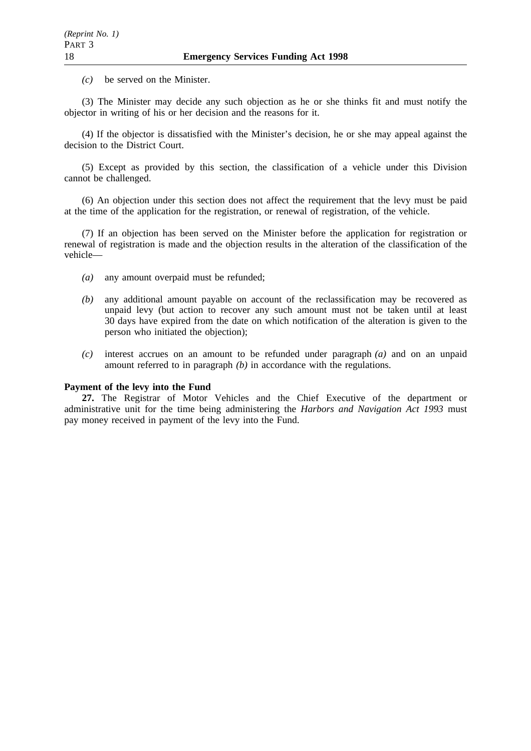*(c)* be served on the Minister.

(3) The Minister may decide any such objection as he or she thinks fit and must notify the objector in writing of his or her decision and the reasons for it.

(4) If the objector is dissatisfied with the Minister's decision, he or she may appeal against the decision to the District Court.

(5) Except as provided by this section, the classification of a vehicle under this Division cannot be challenged.

(6) An objection under this section does not affect the requirement that the levy must be paid at the time of the application for the registration, or renewal of registration, of the vehicle.

(7) If an objection has been served on the Minister before the application for registration or renewal of registration is made and the objection results in the alteration of the classification of the vehicle—

*(a)* any amount overpaid must be refunded;

*(b)* any additional amount payable on account of the reclassification may be recovered as unpaid levy (but action to recover any such amount must not be taken until at least 30 days have expired from the date on which notification of the alteration is given to the person who initiated the objection);

*(c)* interest accrues on an amount to be refunded under paragraph *(a)* and on an unpaid amount referred to in paragraph *(b)* in accordance with the regulations.

**Payment of the levy into the Fund**

**27.** The Registrar of Motor Vehicles and the Chief Executive of the department or administrative unit for the time being administering the *Harbors and Navigation Act 1993* must pay money received in payment of the levy into the Fund.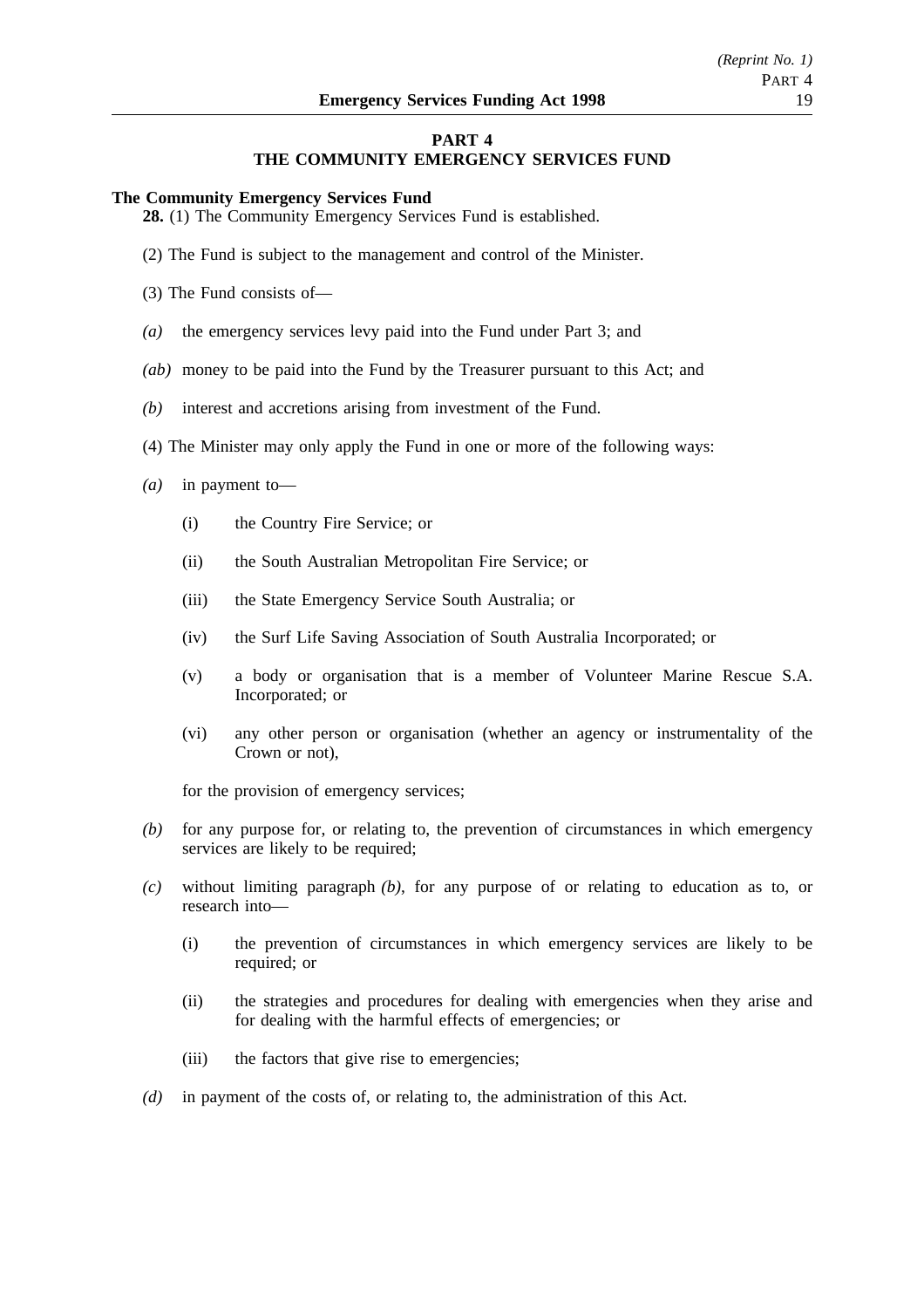## PART 4
## THE COMMUNITY EMERGENCY SERVICES FUND

**The Community Emergency Services Fund**

**28.** (1) The Community Emergency Services Fund is established.

(2) The Fund is subject to the management and control of the Minister.

(3) The Fund consists of—

*(a)* the emergency services levy paid into the Fund under Part 3; and

*(ab)* money to be paid into the Fund by the Treasurer pursuant to this Act; and

*(b)* interest and accretions arising from investment of the Fund.

(4) The Minister may only apply the Fund in one or more of the following ways:

*(a)* in payment to—

(i) the Country Fire Service; or

(ii) the South Australian Metropolitan Fire Service; or

(iii) the State Emergency Service South Australia; or

(iv) the Surf Life Saving Association of South Australia Incorporated; or

(v) a body or organisation that is a member of Volunteer Marine Rescue S.A. Incorporated; or

(vi) any other person or organisation (whether an agency or instrumentality of the Crown or not),

for the provision of emergency services;

*(b)* for any purpose for, or relating to, the prevention of circumstances in which emergency services are likely to be required;

*(c)* without limiting paragraph *(b)*, for any purpose of or relating to education as to, or research into—

(i) the prevention of circumstances in which emergency services are likely to be required; or

(ii) the strategies and procedures for dealing with emergencies when they arise and for dealing with the harmful effects of emergencies; or

(iii) the factors that give rise to emergencies;

*(d)* in payment of the costs of, or relating to, the administration of this Act.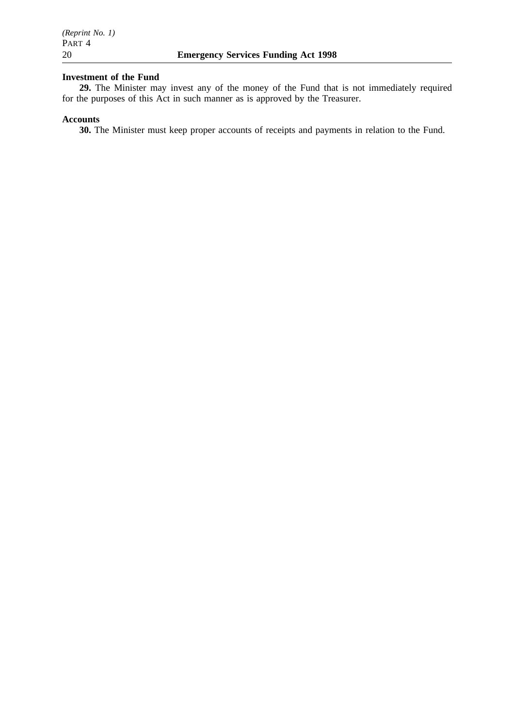**Investment of the Fund**

**29.** The Minister may invest any of the money of the Fund that is not immediately required for the purposes of this Act in such manner as is approved by the Treasurer.

**Accounts**

**30.** The Minister must keep proper accounts of receipts and payments in relation to the Fund.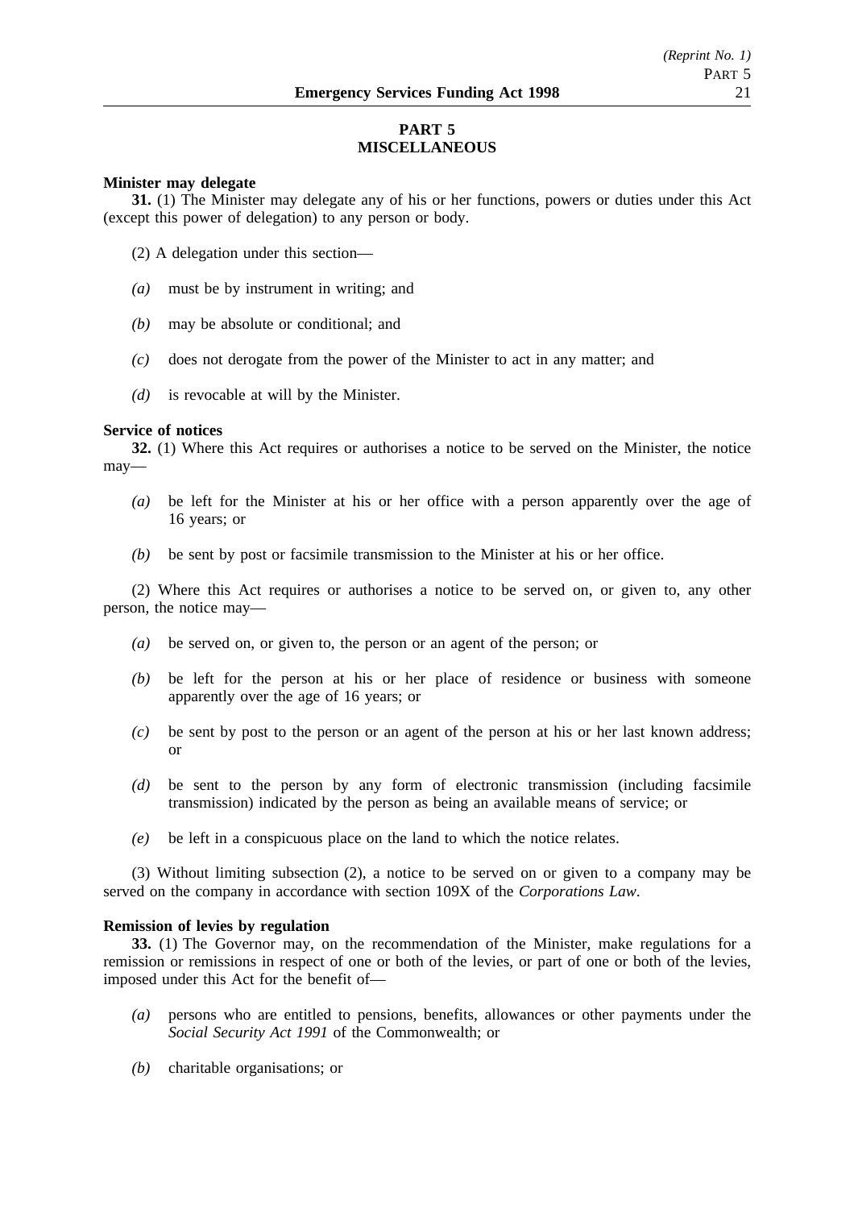## PART 5
## MISCELLANEOUS

**Minister may delegate**

**31.** (1) The Minister may delegate any of his or her functions, powers or duties under this Act (except this power of delegation) to any person or body.

(2) A delegation under this section—

*(a)* must be by instrument in writing; and

*(b)* may be absolute or conditional; and

*(c)* does not derogate from the power of the Minister to act in any matter; and

*(d)* is revocable at will by the Minister.

**Service of notices**

**32.** (1) Where this Act requires or authorises a notice to be served on the Minister, the notice may—

*(a)* be left for the Minister at his or her office with a person apparently over the age of 16 years; or

*(b)* be sent by post or facsimile transmission to the Minister at his or her office.

(2) Where this Act requires or authorises a notice to be served on, or given to, any other person, the notice may—

*(a)* be served on, or given to, the person or an agent of the person; or

*(b)* be left for the person at his or her place of residence or business with someone apparently over the age of 16 years; or

*(c)* be sent by post to the person or an agent of the person at his or her last known address; or

*(d)* be sent to the person by any form of electronic transmission (including facsimile transmission) indicated by the person as being an available means of service; or

*(e)* be left in a conspicuous place on the land to which the notice relates.

(3) Without limiting subsection (2), a notice to be served on or given to a company may be served on the company in accordance with section 109X of the *Corporations Law*.

**Remission of levies by regulation**

**33.** (1) The Governor may, on the recommendation of the Minister, make regulations for a remission or remissions in respect of one or both of the levies, or part of one or both of the levies, imposed under this Act for the benefit of—

*(a)* persons who are entitled to pensions, benefits, allowances or other payments under the *Social Security Act 1991* of the Commonwealth; or

*(b)* charitable organisations; or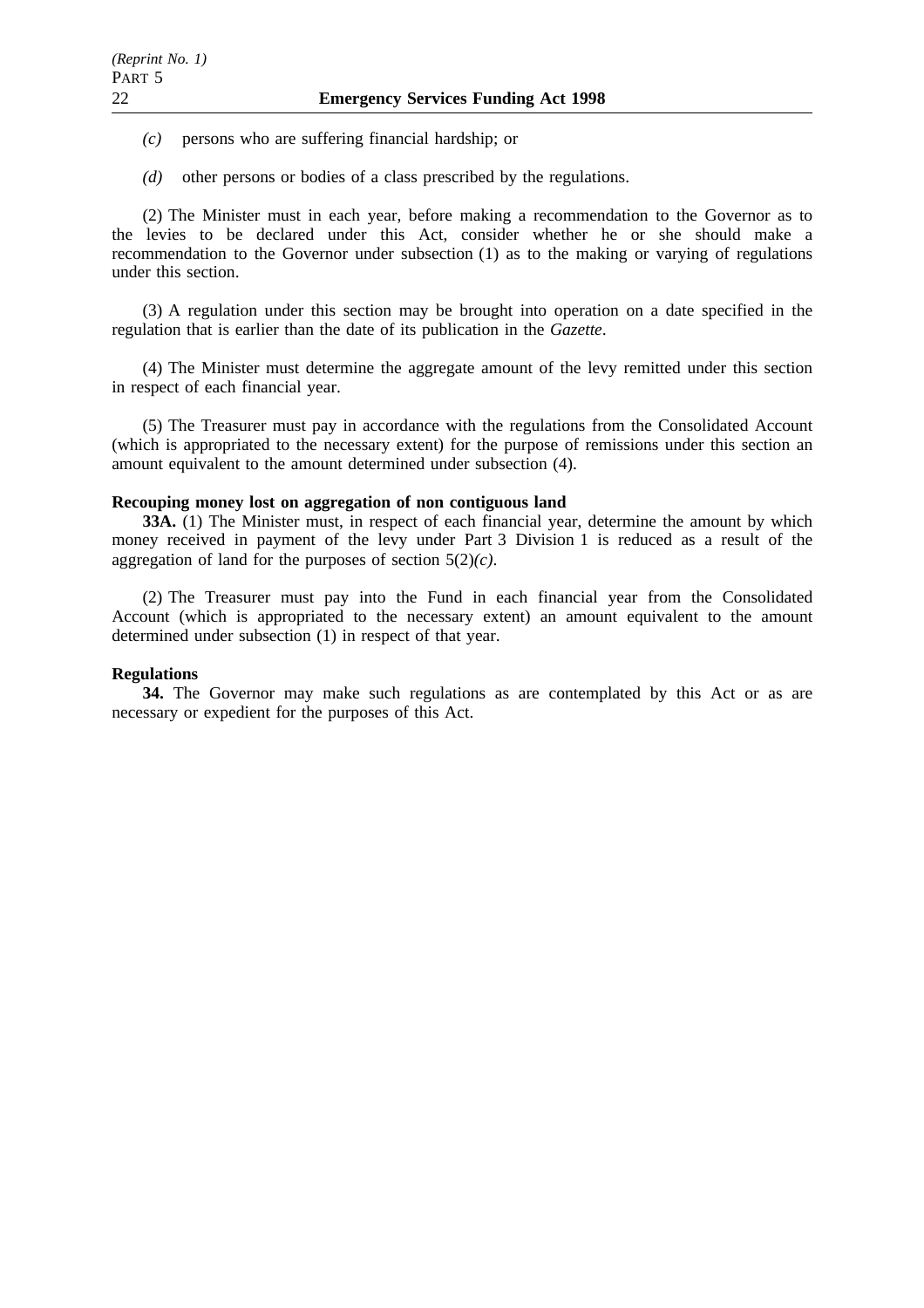*(c)* persons who are suffering financial hardship; or

*(d)* other persons or bodies of a class prescribed by the regulations.

(2) The Minister must in each year, before making a recommendation to the Governor as to the levies to be declared under this Act, consider whether he or she should make a recommendation to the Governor under subsection (1) as to the making or varying of regulations under this section.

(3) A regulation under this section may be brought into operation on a date specified in the regulation that is earlier than the date of its publication in the *Gazette*.

(4) The Minister must determine the aggregate amount of the levy remitted under this section in respect of each financial year.

(5) The Treasurer must pay in accordance with the regulations from the Consolidated Account (which is appropriated to the necessary extent) for the purpose of remissions under this section an amount equivalent to the amount determined under subsection (4).

**Recouping money lost on aggregation of non contiguous land**

**33A.** (1) The Minister must, in respect of each financial year, determine the amount by which money received in payment of the levy under Part 3 Division 1 is reduced as a result of the aggregation of land for the purposes of section 5(2)*(c)*.

(2) The Treasurer must pay into the Fund in each financial year from the Consolidated Account (which is appropriated to the necessary extent) an amount equivalent to the amount determined under subsection (1) in respect of that year.

**Regulations**

**34.** The Governor may make such regulations as are contemplated by this Act or as are necessary or expedient for the purposes of this Act.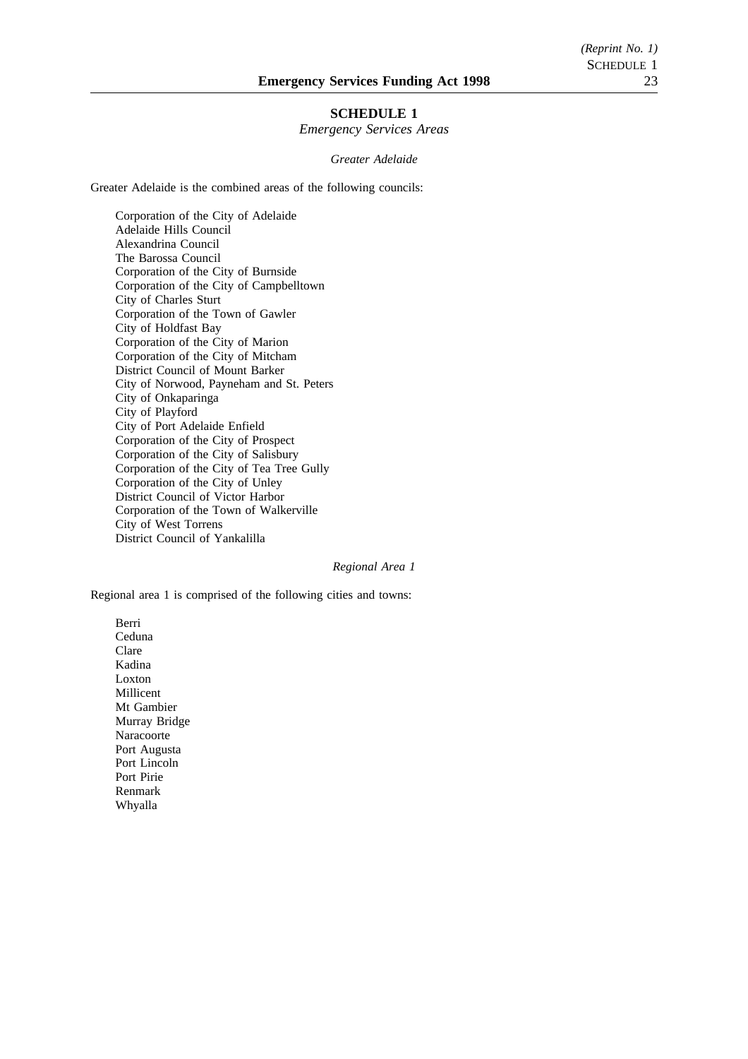## SCHEDULE 1

*Emergency Services Areas*

*Greater Adelaide*

Greater Adelaide is the combined areas of the following councils:

Corporation of the City of Adelaide
Adelaide Hills Council
Alexandrina Council
The Barossa Council
Corporation of the City of Burnside
Corporation of the City of Campbelltown
City of Charles Sturt
Corporation of the Town of Gawler
City of Holdfast Bay
Corporation of the City of Marion
Corporation of the City of Mitcham
District Council of Mount Barker
City of Norwood, Payneham and St. Peters
City of Onkaparinga
City of Playford
City of Port Adelaide Enfield
Corporation of the City of Prospect
Corporation of the City of Salisbury
Corporation of the City of Tea Tree Gully
Corporation of the City of Unley
District Council of Victor Harbor
Corporation of the Town of Walkerville
City of West Torrens
District Council of Yankalilla

*Regional Area 1*

Regional area 1 is comprised of the following cities and towns:

Berri
Ceduna
Clare
Kadina
Loxton
Millicent
Mt Gambier
Murray Bridge
Naracoorte
Port Augusta
Port Lincoln
Port Pirie
Renmark
Whyalla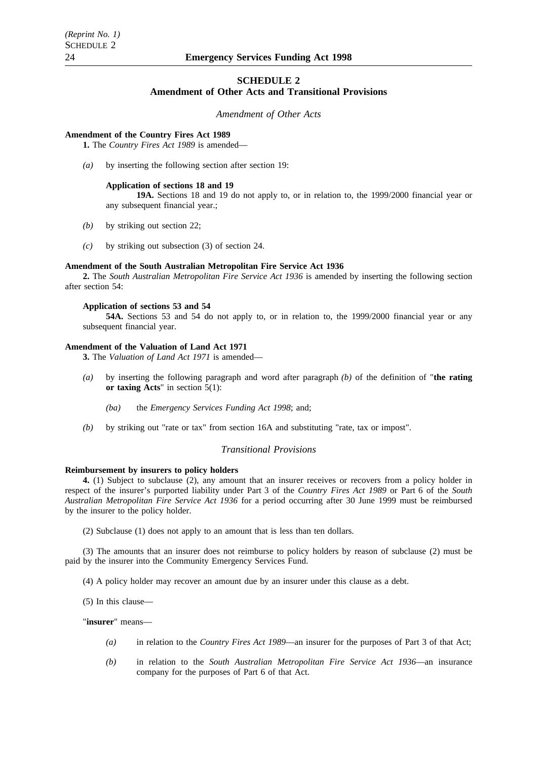## SCHEDULE 2
## Amendment of Other Acts and Transitional Provisions

*Amendment of Other Acts*

**Amendment of the Country Fires Act 1989**

**1.** The *Country Fires Act 1989* is amended—

*(a)* by inserting the following section after section 19:

**Application of sections 18 and 19**

**19A.** Sections 18 and 19 do not apply to, or in relation to, the 1999/2000 financial year or any subsequent financial year.;

*(b)* by striking out section 22;

*(c)* by striking out subsection (3) of section 24.

**Amendment of the South Australian Metropolitan Fire Service Act 1936**

**2.** The *South Australian Metropolitan Fire Service Act 1936* is amended by inserting the following section after section 54:

**Application of sections 53 and 54**

**54A.** Sections 53 and 54 do not apply to, or in relation to, the 1999/2000 financial year or any subsequent financial year.

**Amendment of the Valuation of Land Act 1971**

**3.** The *Valuation of Land Act 1971* is amended—

*(a)* by inserting the following paragraph and word after paragraph *(b)* of the definition of "**the rating or taxing Acts**" in section 5(1):

*(ba)* the *Emergency Services Funding Act 1998*; and;

*(b)* by striking out "rate or tax" from section 16A and substituting "rate, tax or impost".

*Transitional Provisions*

**Reimbursement by insurers to policy holders**

**4.** (1) Subject to subclause (2), any amount that an insurer receives or recovers from a policy holder in respect of the insurer's purported liability under Part 3 of the *Country Fires Act 1989* or Part 6 of the *South Australian Metropolitan Fire Service Act 1936* for a period occurring after 30 June 1999 must be reimbursed by the insurer to the policy holder.

(2) Subclause (1) does not apply to an amount that is less than ten dollars.

(3) The amounts that an insurer does not reimburse to policy holders by reason of subclause (2) must be paid by the insurer into the Community Emergency Services Fund.

(4) A policy holder may recover an amount due by an insurer under this clause as a debt.

(5) In this clause—

"**insurer**" means—

*(a)* in relation to the *Country Fires Act 1989*—an insurer for the purposes of Part 3 of that Act;

*(b)* in relation to the *South Australian Metropolitan Fire Service Act 1936*—an insurance company for the purposes of Part 6 of that Act.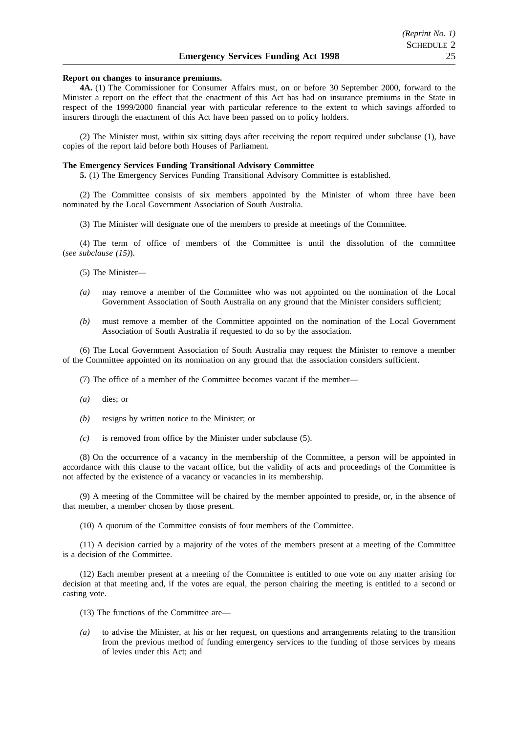**Report on changes to insurance premiums.**

**4A.** (1) The Commissioner for Consumer Affairs must, on or before 30 September 2000, forward to the Minister a report on the effect that the enactment of this Act has had on insurance premiums in the State in respect of the 1999/2000 financial year with particular reference to the extent to which savings afforded to insurers through the enactment of this Act have been passed on to policy holders.

(2) The Minister must, within six sitting days after receiving the report required under subclause (1), have copies of the report laid before both Houses of Parliament.

**The Emergency Services Funding Transitional Advisory Committee**

**5.** (1) The Emergency Services Funding Transitional Advisory Committee is established.

(2) The Committee consists of six members appointed by the Minister of whom three have been nominated by the Local Government Association of South Australia.

(3) The Minister will designate one of the members to preside at meetings of the Committee.

(4) The term of office of members of the Committee is until the dissolution of the committee (*see subclause (15)*).

(5) The Minister—

*(a)* may remove a member of the Committee who was not appointed on the nomination of the Local Government Association of South Australia on any ground that the Minister considers sufficient;

*(b)* must remove a member of the Committee appointed on the nomination of the Local Government Association of South Australia if requested to do so by the association.

(6) The Local Government Association of South Australia may request the Minister to remove a member of the Committee appointed on its nomination on any ground that the association considers sufficient.

(7) The office of a member of the Committee becomes vacant if the member—

*(a)* dies; or

*(b)* resigns by written notice to the Minister; or

*(c)* is removed from office by the Minister under subclause (5).

(8) On the occurrence of a vacancy in the membership of the Committee, a person will be appointed in accordance with this clause to the vacant office, but the validity of acts and proceedings of the Committee is not affected by the existence of a vacancy or vacancies in its membership.

(9) A meeting of the Committee will be chaired by the member appointed to preside, or, in the absence of that member, a member chosen by those present.

(10) A quorum of the Committee consists of four members of the Committee.

(11) A decision carried by a majority of the votes of the members present at a meeting of the Committee is a decision of the Committee.

(12) Each member present at a meeting of the Committee is entitled to one vote on any matter arising for decision at that meeting and, if the votes are equal, the person chairing the meeting is entitled to a second or casting vote.

(13) The functions of the Committee are—

*(a)* to advise the Minister, at his or her request, on questions and arrangements relating to the transition from the previous method of funding emergency services to the funding of those services by means of levies under this Act; and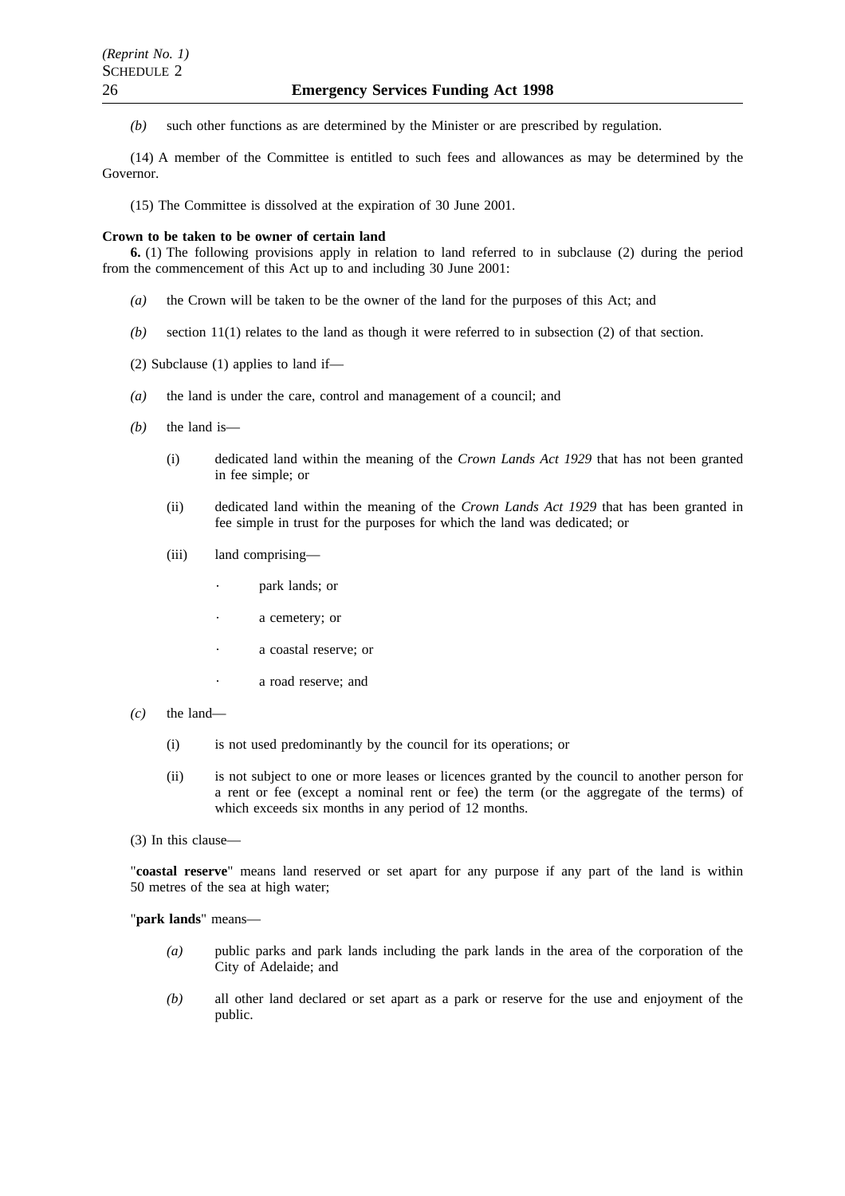*(b)* such other functions as are determined by the Minister or are prescribed by regulation.

(14) A member of the Committee is entitled to such fees and allowances as may be determined by the Governor.

(15) The Committee is dissolved at the expiration of 30 June 2001.

**Crown to be taken to be owner of certain land**

**6.** (1) The following provisions apply in relation to land referred to in subclause (2) during the period from the commencement of this Act up to and including 30 June 2001:

*(a)* the Crown will be taken to be the owner of the land for the purposes of this Act; and

*(b)* section 11(1) relates to the land as though it were referred to in subsection (2) of that section.

(2) Subclause (1) applies to land if—

*(a)* the land is under the care, control and management of a council; and

*(b)* the land is—

(i) dedicated land within the meaning of the *Crown Lands Act 1929* that has not been granted in fee simple; or

(ii) dedicated land within the meaning of the *Crown Lands Act 1929* that has been granted in fee simple in trust for the purposes for which the land was dedicated; or

(iii) land comprising—

· park lands; or

· a cemetery; or

· a coastal reserve; or

· a road reserve; and

*(c)* the land—

(i) is not used predominantly by the council for its operations; or

(ii) is not subject to one or more leases or licences granted by the council to another person for a rent or fee (except a nominal rent or fee) the term (or the aggregate of the terms) of which exceeds six months in any period of 12 months.

(3) In this clause—

"**coastal reserve**" means land reserved or set apart for any purpose if any part of the land is within 50 metres of the sea at high water;

"**park lands**" means—

*(a)* public parks and park lands including the park lands in the area of the corporation of the City of Adelaide; and

*(b)* all other land declared or set apart as a park or reserve for the use and enjoyment of the public.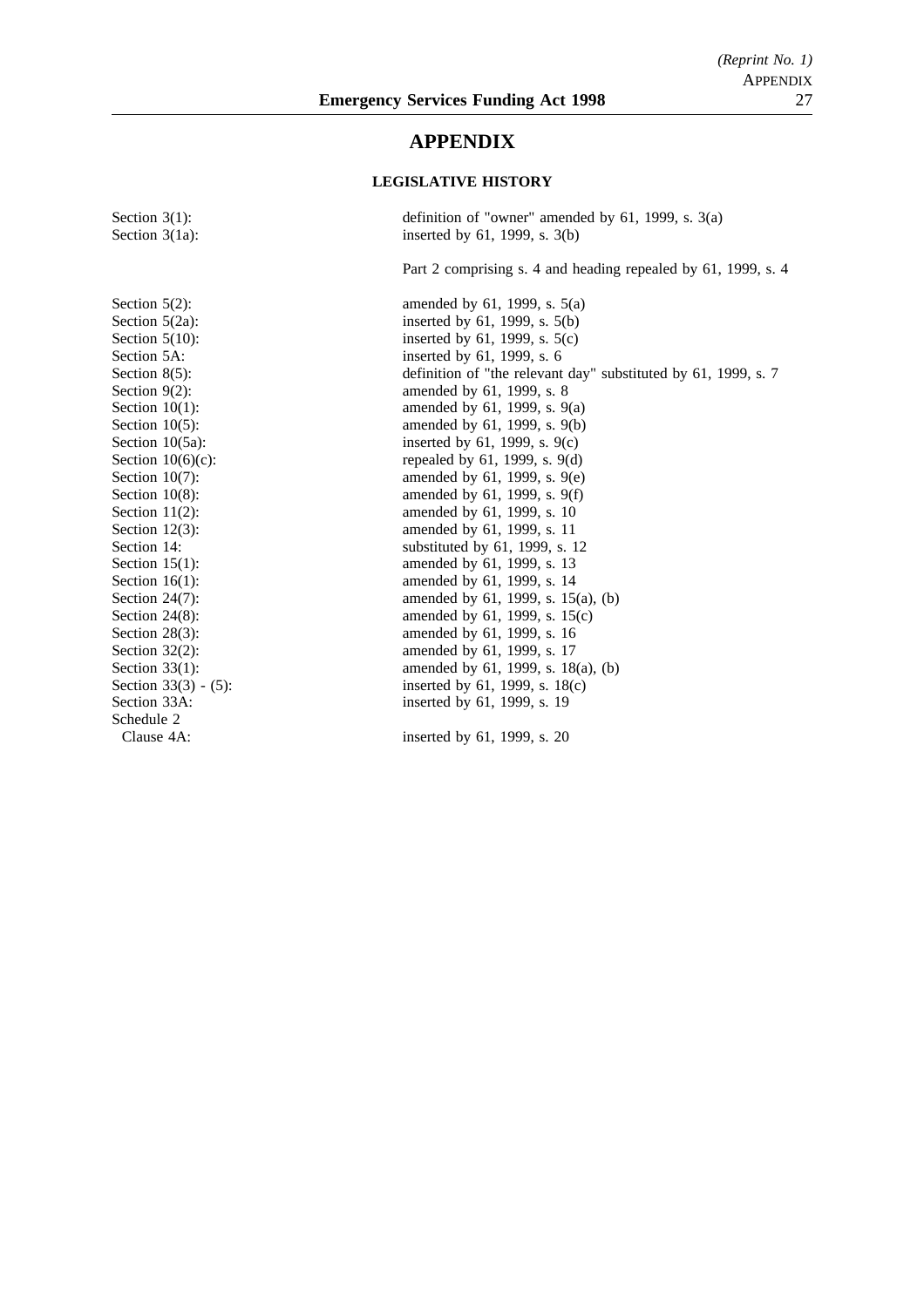# APPENDIX

## LEGISLATIVE HISTORY

| | |
|---|---|
| Section 3(1): | definition of "owner" amended by 61, 1999, s. 3(a) |
| Section 3(1a): | inserted by 61, 1999, s. 3(b) |
| | Part 2 comprising s. 4 and heading repealed by 61, 1999, s. 4 |
| Section 5(2): | amended by 61, 1999, s. 5(a) |
| Section 5(2a): | inserted by 61, 1999, s. 5(b) |
| Section 5(10): | inserted by 61, 1999, s. 5(c) |
| Section 5A: | inserted by 61, 1999, s. 6 |
| Section 8(5): | definition of "the relevant day" substituted by 61, 1999, s. 7 |
| Section 9(2): | amended by 61, 1999, s. 8 |
| Section 10(1): | amended by 61, 1999, s. 9(a) |
| Section 10(5): | amended by 61, 1999, s. 9(b) |
| Section 10(5a): | inserted by 61, 1999, s. 9(c) |
| Section 10(6)(c): | repealed by 61, 1999, s. 9(d) |
| Section 10(7): | amended by 61, 1999, s. 9(e) |
| Section 10(8): | amended by 61, 1999, s. 9(f) |
| Section 11(2): | amended by 61, 1999, s. 10 |
| Section 12(3): | amended by 61, 1999, s. 11 |
| Section 14: | substituted by 61, 1999, s. 12 |
| Section 15(1): | amended by 61, 1999, s. 13 |
| Section 16(1): | amended by 61, 1999, s. 14 |
| Section 24(7): | amended by 61, 1999, s. 15(a), (b) |
| Section 24(8): | amended by 61, 1999, s. 15(c) |
| Section 28(3): | amended by 61, 1999, s. 16 |
| Section 32(2): | amended by 61, 1999, s. 17 |
| Section 33(1): | amended by 61, 1999, s. 18(a), (b) |
| Section 33(3) - (5): | inserted by 61, 1999, s. 18(c) |
| Section 33A: | inserted by 61, 1999, s. 19 |
| Schedule 2 | |
| Clause 4A: | inserted by 61, 1999, s. 20 |